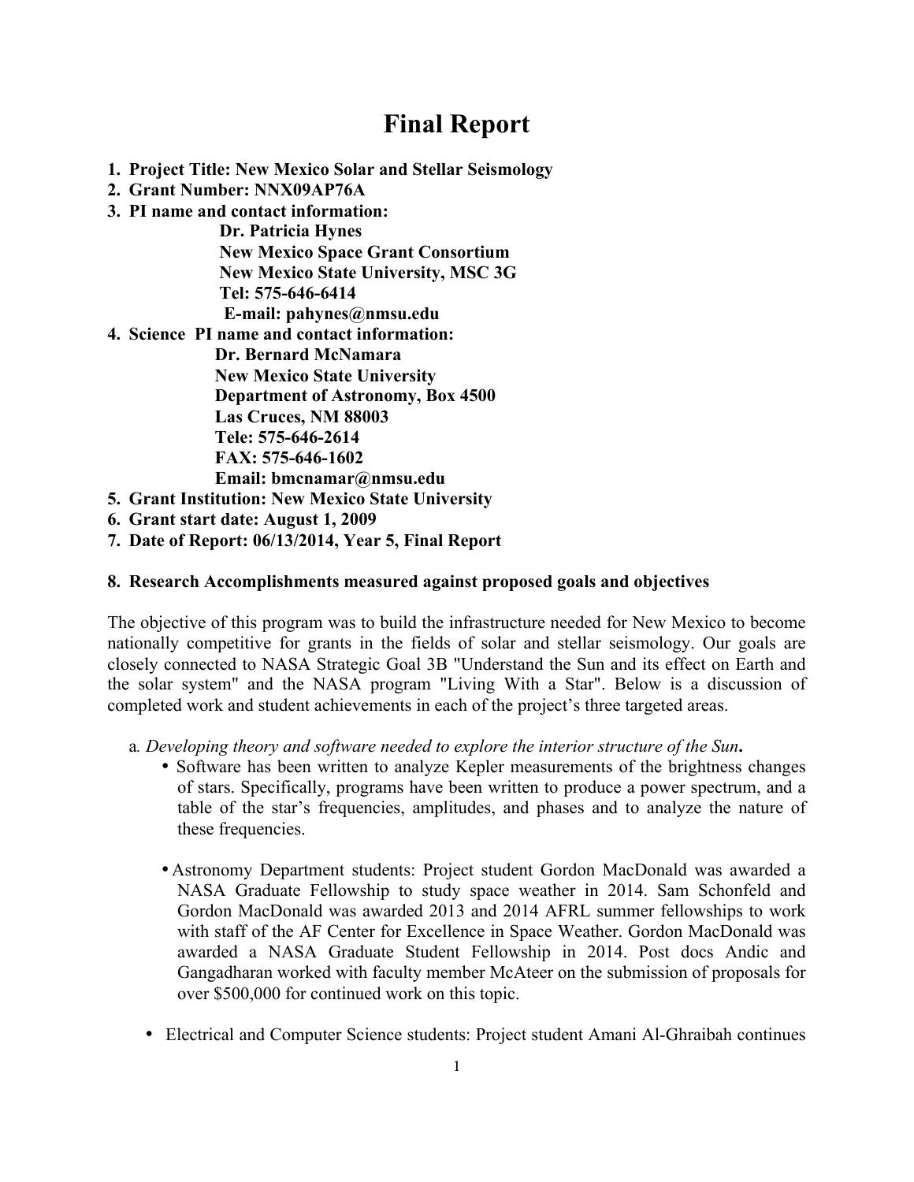# Final Report

1. **Project Title: New Mexico Solar and Stellar Seismology**
2. **Grant Number: NNX09AP76A**
3. **PI name and contact information:**
   **Dr. Patricia Hynes**
   **New Mexico Space Grant Consortium**
   **New Mexico State University, MSC 3G**
   **Tel: 575-646-6414**
   **E-mail: pahynes@nmsu.edu**
4. **Science PI name and contact information:**
   **Dr. Bernard McNamara**
   **New Mexico State University**
   **Department of Astronomy, Box 4500**
   **Las Cruces, NM 88003**
   **Tele: 575-646-2614**
   **FAX: 575-646-1602**
   **Email: bmcnamar@nmsu.edu**
5. **Grant Institution: New Mexico State University**
6. **Grant start date: August 1, 2009**
7. **Date of Report: 06/13/2014, Year 5, Final Report**

## 8. Research Accomplishments measured against proposed goals and objectives

The objective of this program was to build the infrastructure needed for New Mexico to become nationally competitive for grants in the fields of solar and stellar seismology. Our goals are closely connected to NASA Strategic Goal 3B "Understand the Sun and its effect on Earth and the solar system" and the NASA program "Living With a Star". Below is a discussion of completed work and student achievements in each of the project's three targeted areas.

a. ***Developing theory and software needed to explore the interior structure of the Sun.***

- Software has been written to analyze Kepler measurements of the brightness changes of stars. Specifically, programs have been written to produce a power spectrum, and a table of the star's frequencies, amplitudes, and phases and to analyze the nature of these frequencies.

- Astronomy Department students: Project student Gordon MacDonald was awarded a NASA Graduate Fellowship to study space weather in 2014. Sam Schonfeld and Gordon MacDonald was awarded 2013 and 2014 AFRL summer fellowships to work with staff of the AF Center for Excellence in Space Weather. Gordon MacDonald was awarded a NASA Graduate Student Fellowship in 2014. Post docs Andic and Gangadharan worked with faculty member McAteer on the submission of proposals for over $500,000 for continued work on this topic.

- Electrical and Computer Science students: Project student Amani Al-Ghraibah continues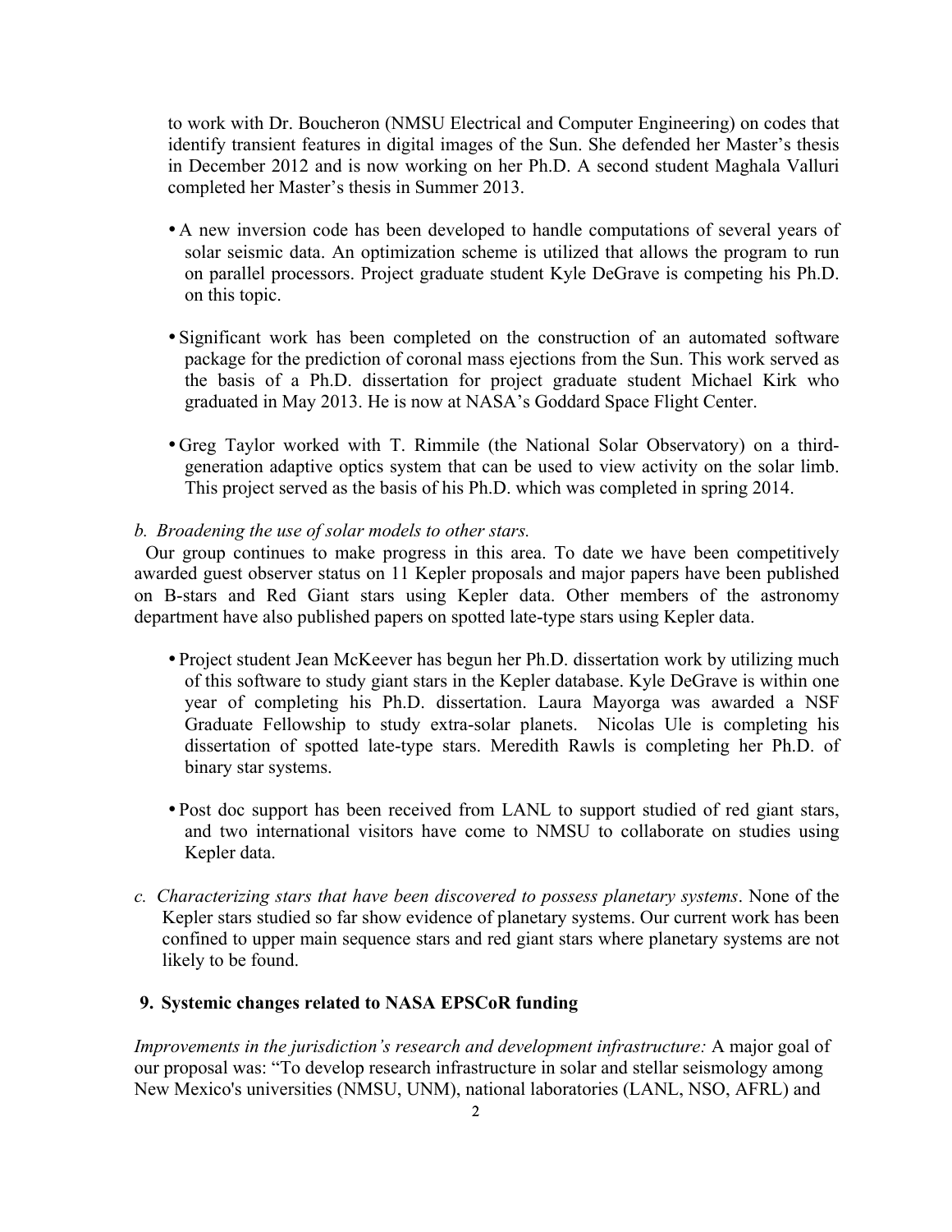to work with Dr. Boucheron (NMSU Electrical and Computer Engineering) on codes that identify transient features in digital images of the Sun. She defended her Master's thesis in December 2012 and is now working on her Ph.D. A second student Maghala Valluri completed her Master's thesis in Summer 2013.

- A new inversion code has been developed to handle computations of several years of solar seismic data. An optimization scheme is utilized that allows the program to run on parallel processors. Project graduate student Kyle DeGrave is competing his Ph.D. on this topic.

- Significant work has been completed on the construction of an automated software package for the prediction of coronal mass ejections from the Sun. This work served as the basis of a Ph.D. dissertation for project graduate student Michael Kirk who graduated in May 2013. He is now at NASA's Goddard Space Flight Center.

- Greg Taylor worked with T. Rimmile (the National Solar Observatory) on a third-generation adaptive optics system that can be used to view activity on the solar limb. This project served as the basis of his Ph.D. which was completed in spring 2014.

*b. Broadening the use of solar models to other stars.*

Our group continues to make progress in this area. To date we have been competitively awarded guest observer status on 11 Kepler proposals and major papers have been published on B-stars and Red Giant stars using Kepler data. Other members of the astronomy department have also published papers on spotted late-type stars using Kepler data.

- Project student Jean McKeever has begun her Ph.D. dissertation work by utilizing much of this software to study giant stars in the Kepler database. Kyle DeGrave is within one year of completing his Ph.D. dissertation. Laura Mayorga was awarded a NSF Graduate Fellowship to study extra-solar planets. Nicolas Ule is completing his dissertation of spotted late-type stars. Meredith Rawls is completing her Ph.D. of binary star systems.

- Post doc support has been received from LANL to support studied of red giant stars, and two international visitors have come to NMSU to collaborate on studies using Kepler data.

*c. Characterizing stars that have been discovered to possess planetary systems*. None of the Kepler stars studied so far show evidence of planetary systems. Our current work has been confined to upper main sequence stars and red giant stars where planetary systems are not likely to be found.

**9. Systemic changes related to NASA EPSCoR funding**

*Improvements in the jurisdiction's research and development infrastructure:* A major goal of our proposal was: "To develop research infrastructure in solar and stellar seismology among New Mexico's universities (NMSU, UNM), national laboratories (LANL, NSO, AFRL) and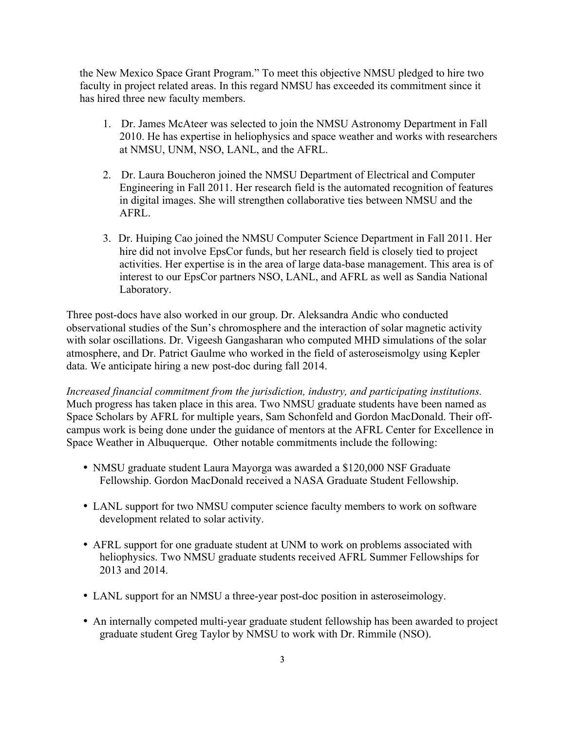the New Mexico Space Grant Program." To meet this objective NMSU pledged to hire two faculty in project related areas. In this regard NMSU has exceeded its commitment since it has hired three new faculty members.

1. Dr. James McAteer was selected to join the NMSU Astronomy Department in Fall 2010. He has expertise in heliophysics and space weather and works with researchers at NMSU, UNM, NSO, LANL, and the AFRL.

2. Dr. Laura Boucheron joined the NMSU Department of Electrical and Computer Engineering in Fall 2011. Her research field is the automated recognition of features in digital images. She will strengthen collaborative ties between NMSU and the AFRL.

3. Dr. Huiping Cao joined the NMSU Computer Science Department in Fall 2011. Her hire did not involve EpsCor funds, but her research field is closely tied to project activities. Her expertise is in the area of large data-base management. This area is of interest to our EpsCor partners NSO, LANL, and AFRL as well as Sandia National Laboratory.

Three post-docs have also worked in our group. Dr. Aleksandra Andic who conducted observational studies of the Sun's chromosphere and the interaction of solar magnetic activity with solar oscillations. Dr. Vigeesh Gangasharan who computed MHD simulations of the solar atmosphere, and Dr. Patrict Gaulme who worked in the field of asteroseismolgy using Kepler data. We anticipate hiring a new post-doc during fall 2014.

*Increased financial commitment from the jurisdiction, industry, and participating institutions.* Much progress has taken place in this area. Two NMSU graduate students have been named as Space Scholars by AFRL for multiple years, Sam Schonfeld and Gordon MacDonald. Their off-campus work is being done under the guidance of mentors at the AFRL Center for Excellence in Space Weather in Albuquerque. Other notable commitments include the following:

- NMSU graduate student Laura Mayorga was awarded a $120,000 NSF Graduate Fellowship. Gordon MacDonald received a NASA Graduate Student Fellowship.

- LANL support for two NMSU computer science faculty members to work on software development related to solar activity.

- AFRL support for one graduate student at UNM to work on problems associated with heliophysics. Two NMSU graduate students received AFRL Summer Fellowships for 2013 and 2014.

- LANL support for an NMSU a three-year post-doc position in asteroseimology.

- An internally competed multi-year graduate student fellowship has been awarded to project graduate student Greg Taylor by NMSU to work with Dr. Rimmile (NSO).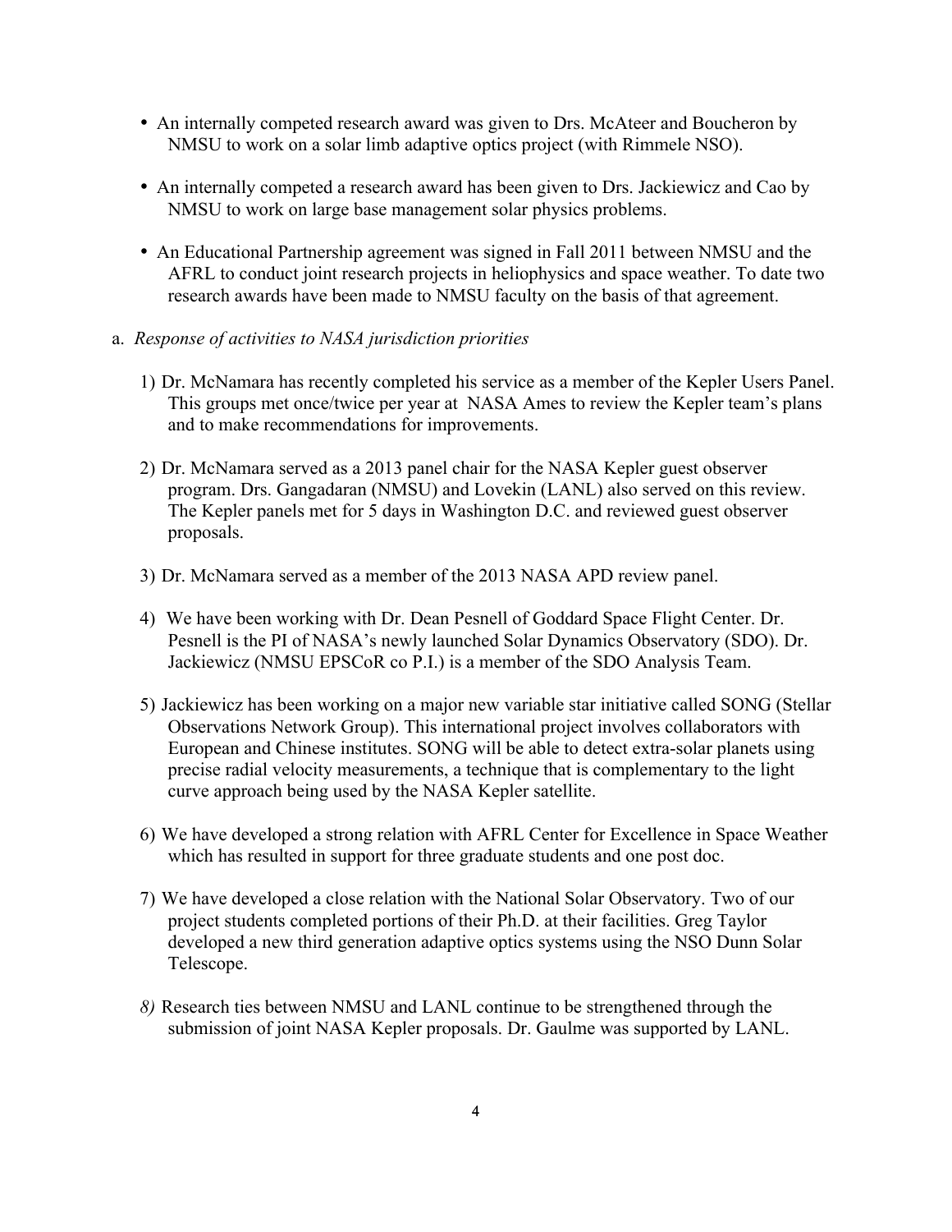- An internally competed research award was given to Drs. McAteer and Boucheron by NMSU to work on a solar limb adaptive optics project (with Rimmele NSO).

- An internally competed a research award has been given to Drs. Jackiewicz and Cao by NMSU to work on large base management solar physics problems.

- An Educational Partnership agreement was signed in Fall 2011 between NMSU and the AFRL to conduct joint research projects in heliophysics and space weather. To date two research awards have been made to NMSU faculty on the basis of that agreement.

a. *Response of activities to NASA jurisdiction priorities*

1) Dr. McNamara has recently completed his service as a member of the Kepler Users Panel. This groups met once/twice per year at NASA Ames to review the Kepler team's plans and to make recommendations for improvements.

2) Dr. McNamara served as a 2013 panel chair for the NASA Kepler guest observer program. Drs. Gangadaran (NMSU) and Lovekin (LANL) also served on this review. The Kepler panels met for 5 days in Washington D.C. and reviewed guest observer proposals.

3) Dr. McNamara served as a member of the 2013 NASA APD review panel.

4) We have been working with Dr. Dean Pesnell of Goddard Space Flight Center. Dr. Pesnell is the PI of NASA's newly launched Solar Dynamics Observatory (SDO). Dr. Jackiewicz (NMSU EPSCoR co P.I.) is a member of the SDO Analysis Team.

5) Jackiewicz has been working on a major new variable star initiative called SONG (Stellar Observations Network Group). This international project involves collaborators with European and Chinese institutes. SONG will be able to detect extra-solar planets using precise radial velocity measurements, a technique that is complementary to the light curve approach being used by the NASA Kepler satellite.

6) We have developed a strong relation with AFRL Center for Excellence in Space Weather which has resulted in support for three graduate students and one post doc.

7) We have developed a close relation with the National Solar Observatory. Two of our project students completed portions of their Ph.D. at their facilities. Greg Taylor developed a new third generation adaptive optics systems using the NSO Dunn Solar Telescope.

*8)* Research ties between NMSU and LANL continue to be strengthened through the submission of joint NASA Kepler proposals. Dr. Gaulme was supported by LANL.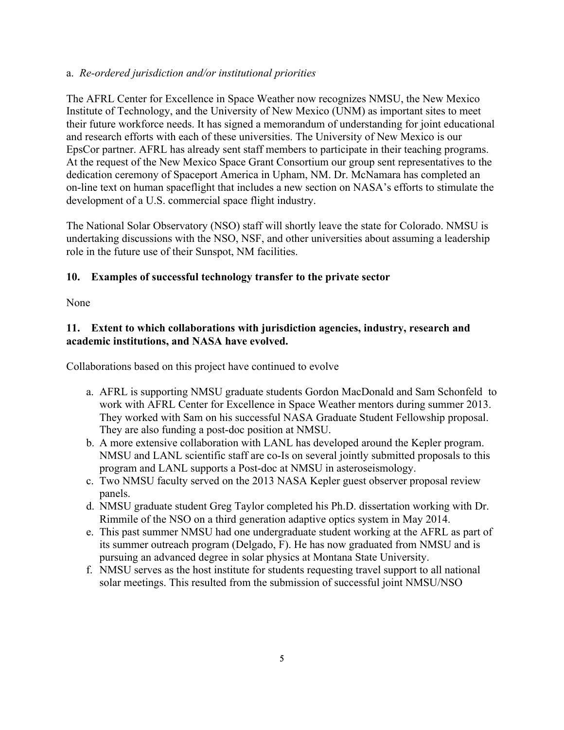a. *Re-ordered jurisdiction and/or institutional priorities*

The AFRL Center for Excellence in Space Weather now recognizes NMSU, the New Mexico Institute of Technology, and the University of New Mexico (UNM) as important sites to meet their future workforce needs. It has signed a memorandum of understanding for joint educational and research efforts with each of these universities. The University of New Mexico is our EpsCor partner. AFRL has already sent staff members to participate in their teaching programs. At the request of the New Mexico Space Grant Consortium our group sent representatives to the dedication ceremony of Spaceport America in Upham, NM. Dr. McNamara has completed an on-line text on human spaceflight that includes a new section on NASA's efforts to stimulate the development of a U.S. commercial space flight industry.

The National Solar Observatory (NSO) staff will shortly leave the state for Colorado. NMSU is undertaking discussions with the NSO, NSF, and other universities about assuming a leadership role in the future use of their Sunspot, NM facilities.

### 10. Examples of successful technology transfer to the private sector

None

### 11. Extent to which collaborations with jurisdiction agencies, industry, research and academic institutions, and NASA have evolved.

Collaborations based on this project have continued to evolve

a. AFRL is supporting NMSU graduate students Gordon MacDonald and Sam Schonfeld to work with AFRL Center for Excellence in Space Weather mentors during summer 2013. They worked with Sam on his successful NASA Graduate Student Fellowship proposal. They are also funding a post-doc position at NMSU.
b. A more extensive collaboration with LANL has developed around the Kepler program. NMSU and LANL scientific staff are co-Is on several jointly submitted proposals to this program and LANL supports a Post-doc at NMSU in asteroseismology.
c. Two NMSU faculty served on the 2013 NASA Kepler guest observer proposal review panels.
d. NMSU graduate student Greg Taylor completed his Ph.D. dissertation working with Dr. Rimmile of the NSO on a third generation adaptive optics system in May 2014.
e. This past summer NMSU had one undergraduate student working at the AFRL as part of its summer outreach program (Delgado, F). He has now graduated from NMSU and is pursuing an advanced degree in solar physics at Montana State University.
f. NMSU serves as the host institute for students requesting travel support to all national solar meetings. This resulted from the submission of successful joint NMSU/NSO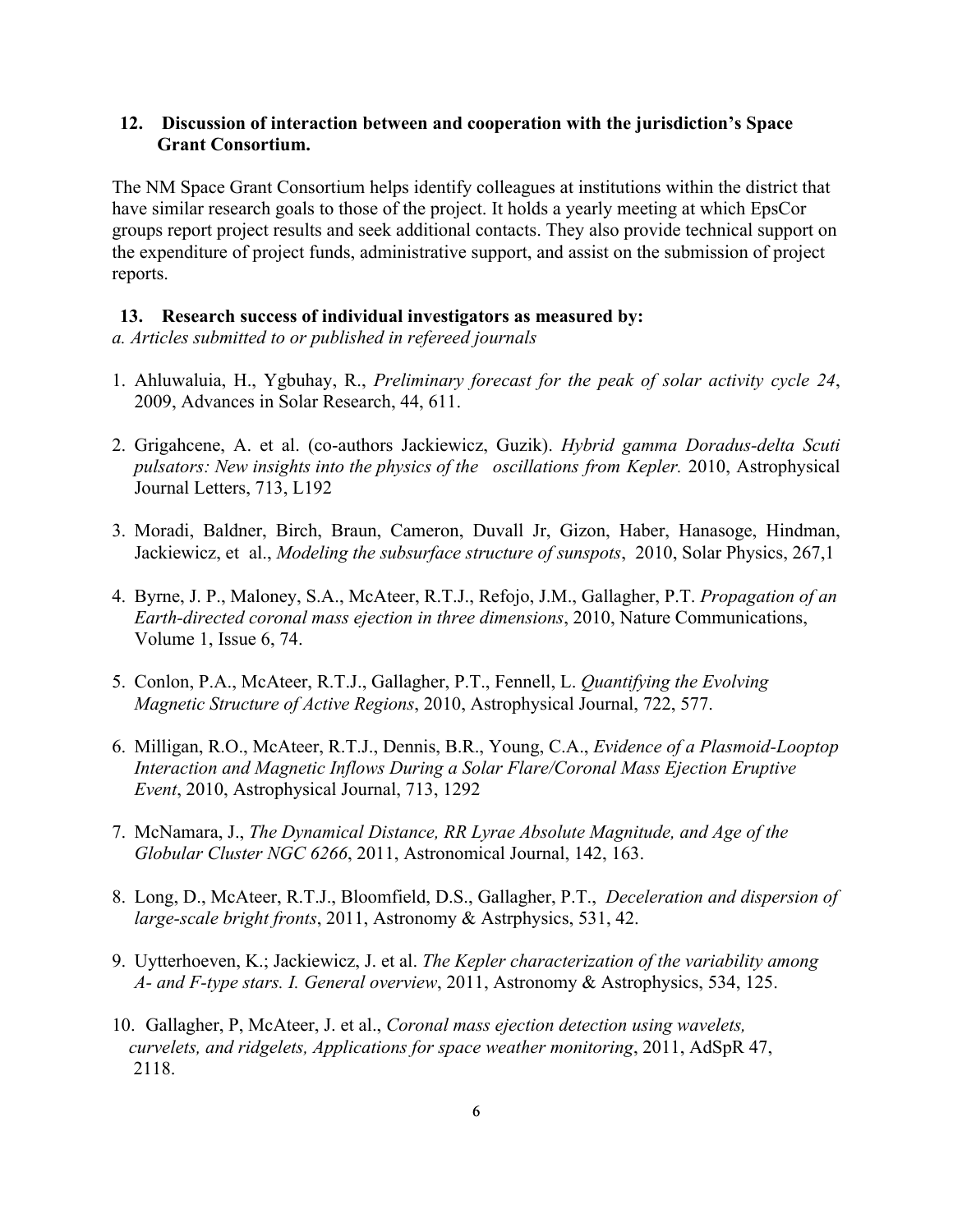## 12. Discussion of interaction between and cooperation with the jurisdiction's Space Grant Consortium.

The NM Space Grant Consortium helps identify colleagues at institutions within the district that have similar research goals to those of the project. It holds a yearly meeting at which EpsCor groups report project results and seek additional contacts. They also provide technical support on the expenditure of project funds, administrative support, and assist on the submission of project reports.

## 13. Research success of individual investigators as measured by:

*a. Articles submitted to or published in refereed journals*

1. Ahluwaluia, H., Ygbuhay, R., *Preliminary forecast for the peak of solar activity cycle 24*, 2009, Advances in Solar Research, 44, 611.
2. Grigahcene, A. et al. (co-authors Jackiewicz, Guzik). *Hybrid gamma Doradus-delta Scuti pulsators: New insights into the physics of the oscillations from Kepler.* 2010, Astrophysical Journal Letters, 713, L192
3. Moradi, Baldner, Birch, Braun, Cameron, Duvall Jr, Gizon, Haber, Hanasoge, Hindman, Jackiewicz, et al., *Modeling the subsurface structure of sunspots*, 2010, Solar Physics, 267,1
4. Byrne, J. P., Maloney, S.A., McAteer, R.T.J., Refojo, J.M., Gallagher, P.T. *Propagation of an Earth-directed coronal mass ejection in three dimensions*, 2010, Nature Communications, Volume 1, Issue 6, 74.
5. Conlon, P.A., McAteer, R.T.J., Gallagher, P.T., Fennell, L. *Quantifying the Evolving Magnetic Structure of Active Regions*, 2010, Astrophysical Journal, 722, 577.
6. Milligan, R.O., McAteer, R.T.J., Dennis, B.R., Young, C.A., *Evidence of a Plasmoid-Looptop Interaction and Magnetic Inflows During a Solar Flare/Coronal Mass Ejection Eruptive Event*, 2010, Astrophysical Journal, 713, 1292
7. McNamara, J., *The Dynamical Distance, RR Lyrae Absolute Magnitude, and Age of the Globular Cluster NGC 6266*, 2011, Astronomical Journal, 142, 163.
8. Long, D., McAteer, R.T.J., Bloomfield, D.S., Gallagher, P.T., *Deceleration and dispersion of large-scale bright fronts*, 2011, Astronomy & Astrphysics, 531, 42.
9. Uytterhoeven, K.; Jackiewicz, J. et al. *The Kepler characterization of the variability among A- and F-type stars. I. General overview*, 2011, Astronomy & Astrophysics, 534, 125.
10. Gallagher, P, McAteer, J. et al., *Coronal mass ejection detection using wavelets, curvelets, and ridgelets, Applications for space weather monitoring*, 2011, AdSpR 47, 2118.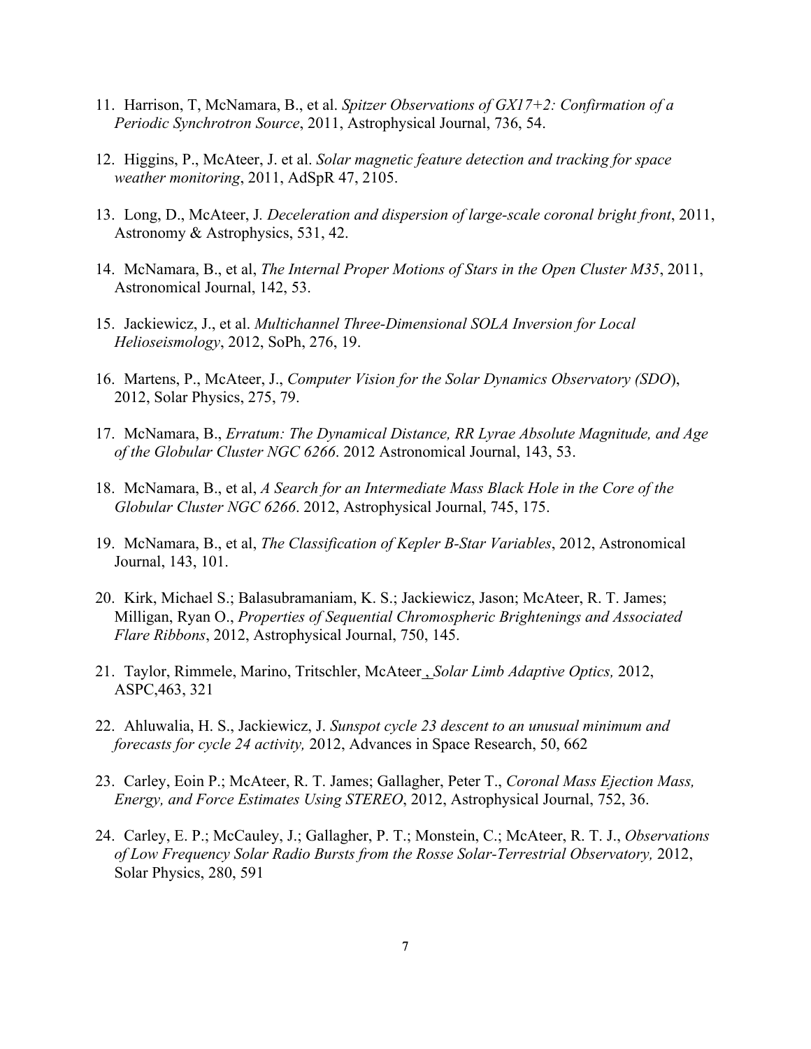11. Harrison, T, McNamara, B., et al. *Spitzer Observations of GX17+2: Confirmation of a Periodic Synchrotron Source*, 2011, Astrophysical Journal, 736, 54.

12. Higgins, P., McAteer, J. et al. *Solar magnetic feature detection and tracking for space weather monitoring*, 2011, AdSpR 47, 2105.

13. Long, D., McAteer, J. *Deceleration and dispersion of large-scale coronal bright front*, 2011, Astronomy & Astrophysics, 531, 42.

14. McNamara, B., et al, *The Internal Proper Motions of Stars in the Open Cluster M35*, 2011, Astronomical Journal, 142, 53.

15. Jackiewicz, J., et al. *Multichannel Three-Dimensional SOLA Inversion for Local Helioseismology*, 2012, SoPh, 276, 19.

16. Martens, P., McAteer, J., *Computer Vision for the Solar Dynamics Observatory (SDO*), 2012, Solar Physics, 275, 79.

17. McNamara, B., *Erratum: The Dynamical Distance, RR Lyrae Absolute Magnitude, and Age of the Globular Cluster NGC 6266*. 2012 Astronomical Journal, 143, 53.

18. McNamara, B., et al, *A Search for an Intermediate Mass Black Hole in the Core of the Globular Cluster NGC 6266*. 2012, Astrophysical Journal, 745, 175.

19. McNamara, B., et al, *The Classification of Kepler B-Star Variables*, 2012, Astronomical Journal, 143, 101.

20. Kirk, Michael S.; Balasubramaniam, K. S.; Jackiewicz, Jason; McAteer, R. T. James; Milligan, Ryan O., *Properties of Sequential Chromospheric Brightenings and Associated Flare Ribbons*, 2012, Astrophysical Journal, 750, 145.

21. Taylor, Rimmele, Marino, Tritschler, McAteer , *Solar Limb Adaptive Optics,* 2012, ASPC,463, 321

22. Ahluwalia, H. S., Jackiewicz, J. *Sunspot cycle 23 descent to an unusual minimum and forecasts for cycle 24 activity,* 2012, Advances in Space Research, 50, 662

23. Carley, Eoin P.; McAteer, R. T. James; Gallagher, Peter T., *Coronal Mass Ejection Mass, Energy, and Force Estimates Using STEREO*, 2012, Astrophysical Journal, 752, 36.

24. Carley, E. P.; McCauley, J.; Gallagher, P. T.; Monstein, C.; McAteer, R. T. J., *Observations of Low Frequency Solar Radio Bursts from the Rosse Solar-Terrestrial Observatory,* 2012, Solar Physics, 280, 591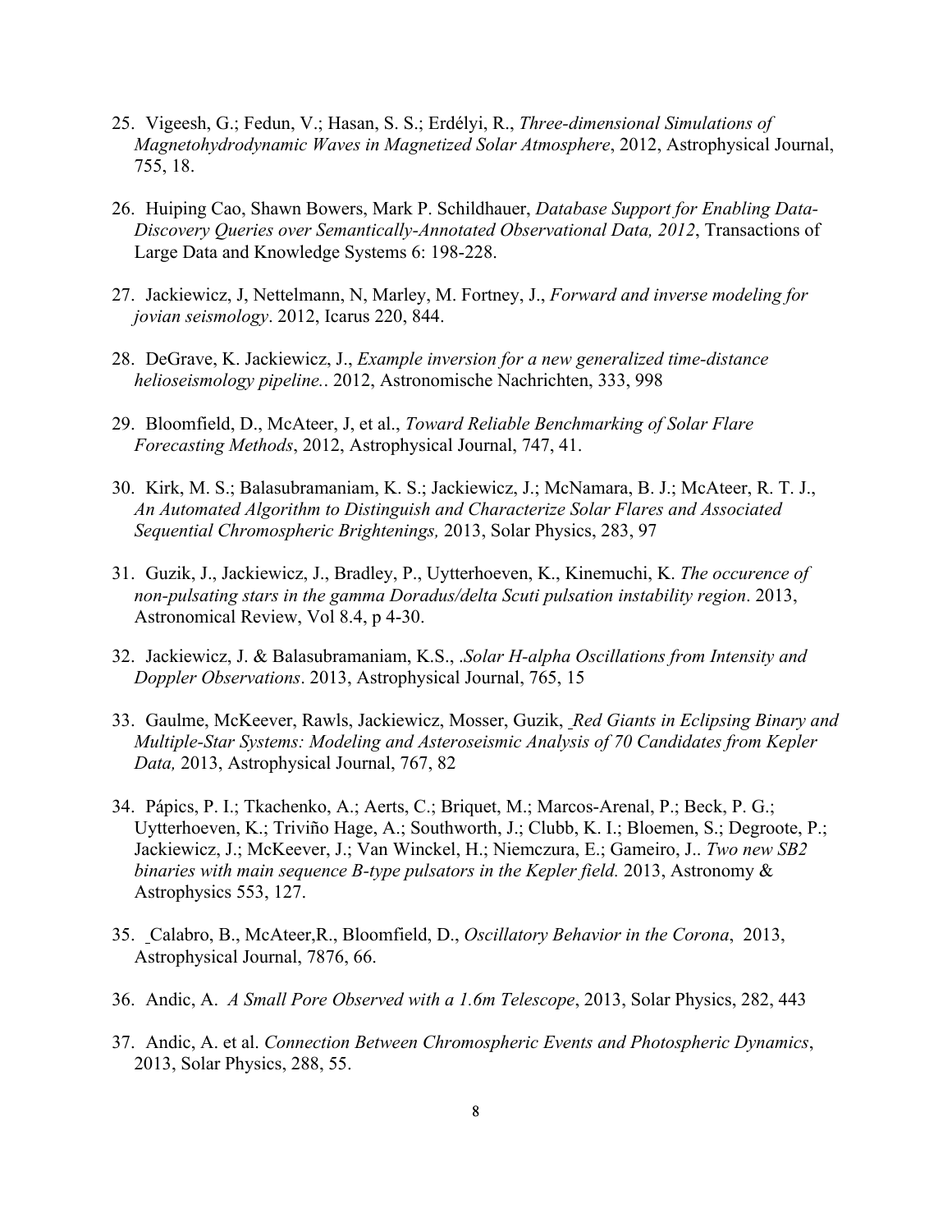25. Vigeesh, G.; Fedun, V.; Hasan, S. S.; Erdélyi, R., *Three-dimensional Simulations of Magnetohydrodynamic Waves in Magnetized Solar Atmosphere*, 2012, Astrophysical Journal, 755, 18.

26. Huiping Cao, Shawn Bowers, Mark P. Schildhauer, *Database Support for Enabling Data-Discovery Queries over Semantically-Annotated Observational Data, 2012*, Transactions of Large Data and Knowledge Systems 6: 198-228.

27. Jackiewicz, J, Nettelmann, N, Marley, M. Fortney, J., *Forward and inverse modeling for jovian seismology*. 2012, Icarus 220, 844.

28. DeGrave, K. Jackiewicz, J., *Example inversion for a new generalized time-distance helioseismology pipeline.*. 2012, Astronomische Nachrichten, 333, 998

29. Bloomfield, D., McAteer, J, et al., *Toward Reliable Benchmarking of Solar Flare Forecasting Methods*, 2012, Astrophysical Journal, 747, 41.

30. Kirk, M. S.; Balasubramaniam, K. S.; Jackiewicz, J.; McNamara, B. J.; McAteer, R. T. J., *An Automated Algorithm to Distinguish and Characterize Solar Flares and Associated Sequential Chromospheric Brightenings,* 2013, Solar Physics, 283, 97

31. Guzik, J., Jackiewicz, J., Bradley, P., Uytterhoeven, K., Kinemuchi, K. *The occurence of non-pulsating stars in the gamma Doradus/delta Scuti pulsation instability region*. 2013, Astronomical Review, Vol 8.4, p 4-30.

32. Jackiewicz, J. & Balasubramaniam, K.S., *.Solar H-alpha Oscillations from Intensity and Doppler Observations*. 2013, Astrophysical Journal, 765, 15

33. Gaulme, McKeever, Rawls, Jackiewicz, Mosser, Guzik, *Red Giants in Eclipsing Binary and Multiple-Star Systems: Modeling and Asteroseismic Analysis of 70 Candidates from Kepler Data,* 2013, Astrophysical Journal, 767, 82

34. Pápics, P. I.; Tkachenko, A.; Aerts, C.; Briquet, M.; Marcos-Arenal, P.; Beck, P. G.; Uytterhoeven, K.; Triviño Hage, A.; Southworth, J.; Clubb, K. I.; Bloemen, S.; Degroote, P.; Jackiewicz, J.; McKeever, J.; Van Winckel, H.; Niemczura, E.; Gameiro, J.. *Two new SB2 binaries with main sequence B-type pulsators in the Kepler field.* 2013, Astronomy & Astrophysics 553, 127.

35. Calabro, B., McAteer,R., Bloomfield, D., *Oscillatory Behavior in the Corona*, 2013, Astrophysical Journal, 7876, 66.

36. Andic, A. *A Small Pore Observed with a 1.6m Telescope*, 2013, Solar Physics, 282, 443

37. Andic, A. et al. *Connection Between Chromospheric Events and Photospheric Dynamics*, 2013, Solar Physics, 288, 55.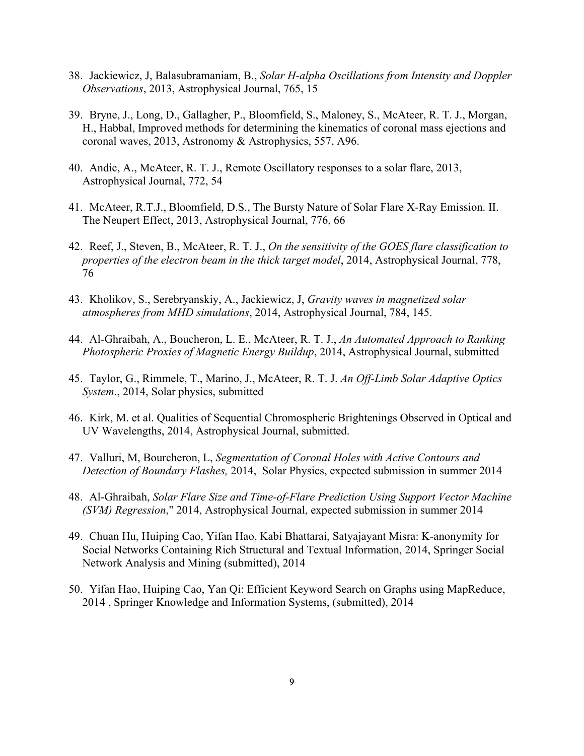38. Jackiewicz, J, Balasubramaniam, B., *Solar H-alpha Oscillations from Intensity and Doppler Observations*, 2013, Astrophysical Journal, 765, 15

39. Bryne, J., Long, D., Gallagher, P., Bloomfield, S., Maloney, S., McAteer, R. T. J., Morgan, H., Habbal, Improved methods for determining the kinematics of coronal mass ejections and coronal waves, 2013, Astronomy & Astrophysics, 557, A96.

40. Andic, A., McAteer, R. T. J., Remote Oscillatory responses to a solar flare, 2013, Astrophysical Journal, 772, 54

41. McAteer, R.T.J., Bloomfield, D.S., The Bursty Nature of Solar Flare X-Ray Emission. II. The Neupert Effect, 2013, Astrophysical Journal, 776, 66

42. Reef, J., Steven, B., McAteer, R. T. J., *On the sensitivity of the GOES flare classification to properties of the electron beam in the thick target model*, 2014, Astrophysical Journal, 778, 76

43. Kholikov, S., Serebryanskiy, A., Jackiewicz, J, *Gravity waves in magnetized solar atmospheres from MHD simulations*, 2014, Astrophysical Journal, 784, 145.

44. Al-Ghraibah, A., Boucheron, L. E., McAteer, R. T. J., *An Automated Approach to Ranking Photospheric Proxies of Magnetic Energy Buildup*, 2014, Astrophysical Journal, submitted

45. Taylor, G., Rimmele, T., Marino, J., McAteer, R. T. J. *An Off-Limb Solar Adaptive Optics System*., 2014, Solar physics, submitted

46. Kirk, M. et al. Qualities of Sequential Chromospheric Brightenings Observed in Optical and UV Wavelengths, 2014, Astrophysical Journal, submitted.

47. Valluri, M, Bourcheron, L, *Segmentation of Coronal Holes with Active Contours and Detection of Boundary Flashes,* 2014, Solar Physics, expected submission in summer 2014

48. Al-Ghraibah, *Solar Flare Size and Time-of-Flare Prediction Using Support Vector Machine (SVM) Regression*," 2014, Astrophysical Journal, expected submission in summer 2014

49. Chuan Hu, Huiping Cao, Yifan Hao, Kabi Bhattarai, Satyajayant Misra: K-anonymity for Social Networks Containing Rich Structural and Textual Information, 2014, Springer Social Network Analysis and Mining (submitted), 2014

50. Yifan Hao, Huiping Cao, Yan Qi: Efficient Keyword Search on Graphs using MapReduce, 2014 , Springer Knowledge and Information Systems, (submitted), 2014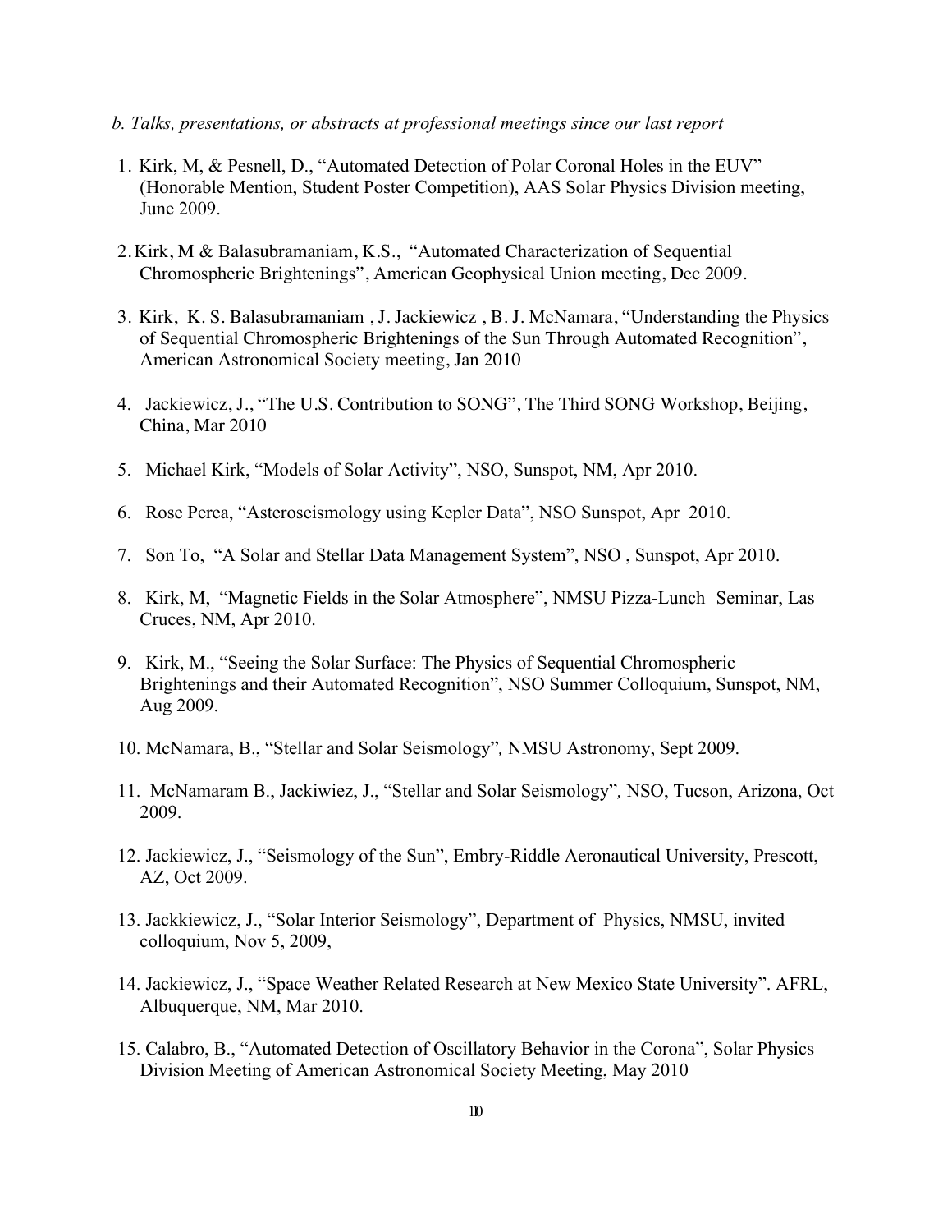*b. Talks, presentations, or abstracts at professional meetings since our last report*

1. Kirk, M, & Pesnell, D., "Automated Detection of Polar Coronal Holes in the EUV" (Honorable Mention, Student Poster Competition), AAS Solar Physics Division meeting, June 2009.

2. Kirk, M & Balasubramaniam, K.S., "Automated Characterization of Sequential Chromospheric Brightenings", American Geophysical Union meeting, Dec 2009.

3. Kirk, K. S. Balasubramaniam , J. Jackiewicz , B. J. McNamara, "Understanding the Physics of Sequential Chromospheric Brightenings of the Sun Through Automated Recognition", American Astronomical Society meeting, Jan 2010

4. Jackiewicz, J., "The U.S. Contribution to SONG", The Third SONG Workshop, Beijing, China, Mar 2010

5. Michael Kirk, "Models of Solar Activity", NSO, Sunspot, NM, Apr 2010.

6. Rose Perea, "Asteroseismology using Kepler Data", NSO Sunspot, Apr 2010.

7. Son To, "A Solar and Stellar Data Management System", NSO , Sunspot, Apr 2010.

8. Kirk, M, "Magnetic Fields in the Solar Atmosphere", NMSU Pizza-Lunch Seminar, Las Cruces, NM, Apr 2010.

9. Kirk, M., "Seeing the Solar Surface: The Physics of Sequential Chromospheric Brightenings and their Automated Recognition", NSO Summer Colloquium, Sunspot, NM, Aug 2009.

10. McNamara, B., "Stellar and Solar Seismology"*,* NMSU Astronomy, Sept 2009.

11. McNamaram B., Jackiwiez, J., "Stellar and Solar Seismology"*,* NSO, Tucson, Arizona, Oct 2009.

12. Jackiewicz, J., "Seismology of the Sun", Embry-Riddle Aeronautical University, Prescott, AZ, Oct 2009.

13. Jackkiewicz, J., "Solar Interior Seismology", Department of Physics, NMSU, invited colloquium, Nov 5, 2009,

14. Jackiewicz, J., "Space Weather Related Research at New Mexico State University". AFRL, Albuquerque, NM, Mar 2010.

15. Calabro, B., "Automated Detection of Oscillatory Behavior in the Corona", Solar Physics Division Meeting of American Astronomical Society Meeting, May 2010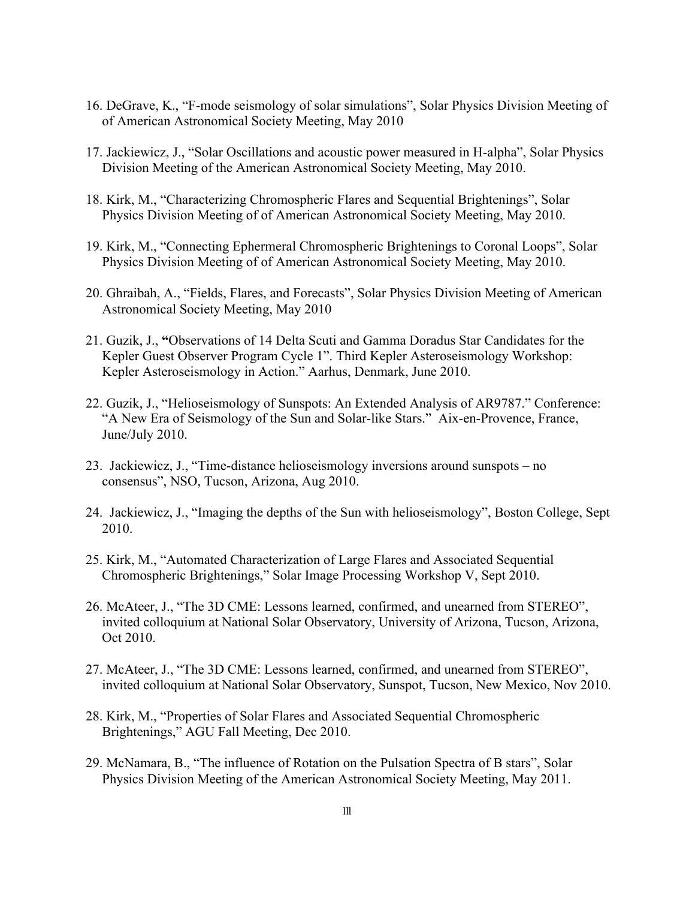16. DeGrave, K., “F-mode seismology of solar simulations”, Solar Physics Division Meeting of of American Astronomical Society Meeting, May 2010

17. Jackiewicz, J., “Solar Oscillations and acoustic power measured in H-alpha”, Solar Physics Division Meeting of the American Astronomical Society Meeting, May 2010.

18. Kirk, M., “Characterizing Chromospheric Flares and Sequential Brightenings”, Solar Physics Division Meeting of of American Astronomical Society Meeting, May 2010.

19. Kirk, M., “Connecting Ephermeral Chromospheric Brightenings to Coronal Loops”, Solar Physics Division Meeting of of American Astronomical Society Meeting, May 2010.

20. Ghraibah, A., “Fields, Flares, and Forecasts”, Solar Physics Division Meeting of American Astronomical Society Meeting, May 2010

21. Guzik, J., **“**Observations of 14 Delta Scuti and Gamma Doradus Star Candidates for the Kepler Guest Observer Program Cycle 1”. Third Kepler Asteroseismology Workshop: Kepler Asteroseismology in Action.” Aarhus, Denmark, June 2010.

22. Guzik, J., “Helioseismology of Sunspots: An Extended Analysis of AR9787.” Conference: “A New Era of Seismology of the Sun and Solar-like Stars.” Aix-en-Provence, France, June/July 2010.

23. Jackiewicz, J., “Time-distance helioseismology inversions around sunspots – no consensus”, NSO, Tucson, Arizona, Aug 2010.

24. Jackiewicz, J., “Imaging the depths of the Sun with helioseismology”, Boston College, Sept 2010.

25. Kirk, M., “Automated Characterization of Large Flares and Associated Sequential Chromospheric Brightenings,” Solar Image Processing Workshop V, Sept 2010.

26. McAteer, J., “The 3D CME: Lessons learned, confirmed, and unearned from STEREO”, invited colloquium at National Solar Observatory, University of Arizona, Tucson, Arizona, Oct 2010.

27. McAteer, J., “The 3D CME: Lessons learned, confirmed, and unearned from STEREO”, invited colloquium at National Solar Observatory, Sunspot, Tucson, New Mexico, Nov 2010.

28. Kirk, M., “Properties of Solar Flares and Associated Sequential Chromospheric Brightenings,” AGU Fall Meeting, Dec 2010.

29. McNamara, B., “The influence of Rotation on the Pulsation Spectra of B stars”, Solar Physics Division Meeting of the American Astronomical Society Meeting, May 2011.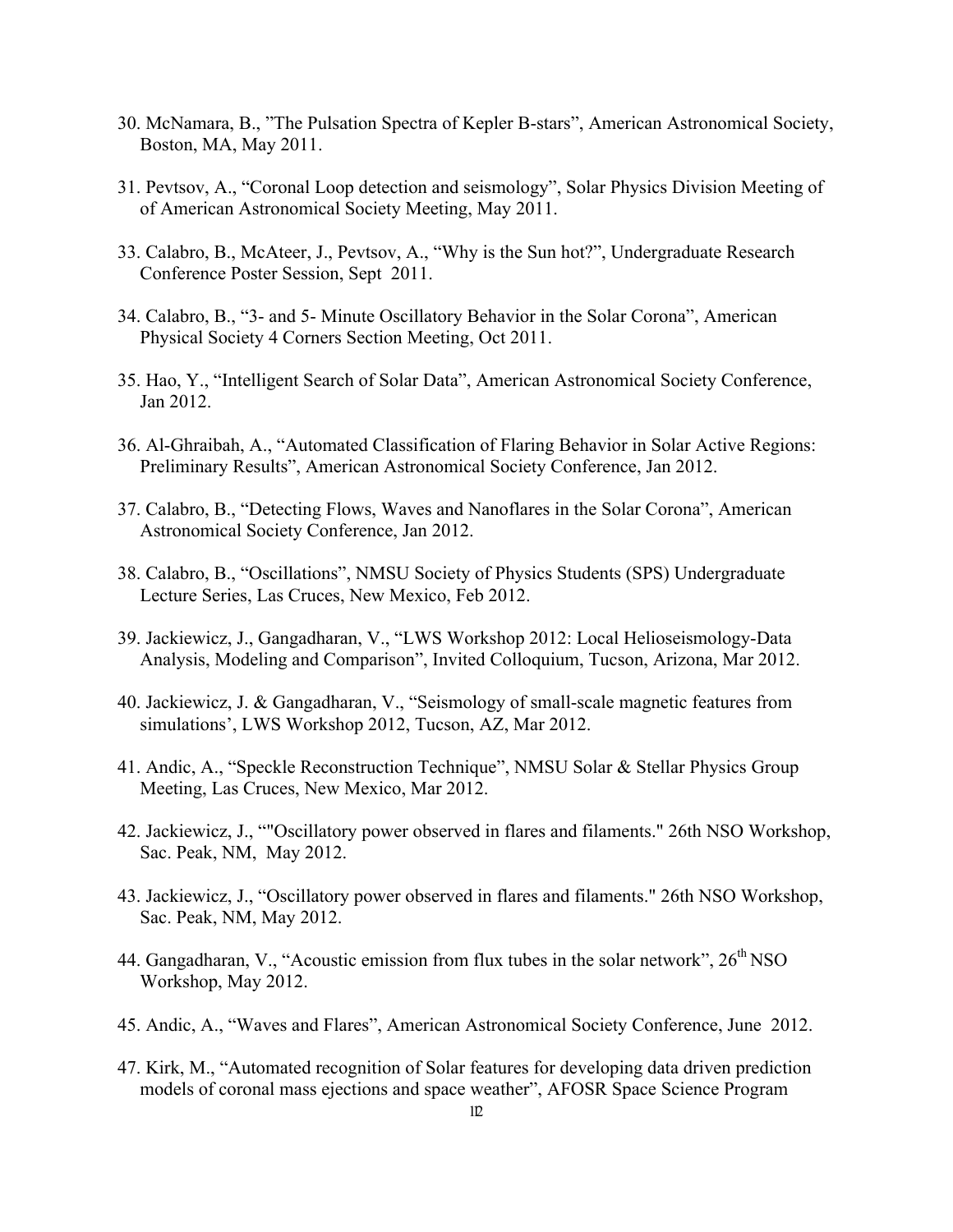30. McNamara, B., "The Pulsation Spectra of Kepler B-stars", American Astronomical Society, Boston, MA, May 2011.

31. Pevtsov, A., "Coronal Loop detection and seismology", Solar Physics Division Meeting of of American Astronomical Society Meeting, May 2011.

33. Calabro, B., McAteer, J., Pevtsov, A., "Why is the Sun hot?", Undergraduate Research Conference Poster Session, Sept 2011.

34. Calabro, B., "3- and 5- Minute Oscillatory Behavior in the Solar Corona", American Physical Society 4 Corners Section Meeting, Oct 2011.

35. Hao, Y., "Intelligent Search of Solar Data", American Astronomical Society Conference, Jan 2012.

36. Al-Ghraibah, A., "Automated Classification of Flaring Behavior in Solar Active Regions: Preliminary Results", American Astronomical Society Conference, Jan 2012.

37. Calabro, B., "Detecting Flows, Waves and Nanoflares in the Solar Corona", American Astronomical Society Conference, Jan 2012.

38. Calabro, B., "Oscillations", NMSU Society of Physics Students (SPS) Undergraduate Lecture Series, Las Cruces, New Mexico, Feb 2012.

39. Jackiewicz, J., Gangadharan, V., "LWS Workshop 2012: Local Helioseismology-Data Analysis, Modeling and Comparison", Invited Colloquium, Tucson, Arizona, Mar 2012.

40. Jackiewicz, J. & Gangadharan, V., "Seismology of small-scale magnetic features from simulations', LWS Workshop 2012, Tucson, AZ, Mar 2012.

41. Andic, A., "Speckle Reconstruction Technique", NMSU Solar & Stellar Physics Group Meeting, Las Cruces, New Mexico, Mar 2012.

42. Jackiewicz, J., ""Oscillatory power observed in flares and filaments." 26th NSO Workshop, Sac. Peak, NM, May 2012.

43. Jackiewicz, J., "Oscillatory power observed in flares and filaments." 26th NSO Workshop, Sac. Peak, NM, May 2012.

44. Gangadharan, V., "Acoustic emission from flux tubes in the solar network", 26th NSO Workshop, May 2012.

45. Andic, A., "Waves and Flares", American Astronomical Society Conference, June 2012.

47. Kirk, M., "Automated recognition of Solar features for developing data driven prediction models of coronal mass ejections and space weather", AFOSR Space Science Program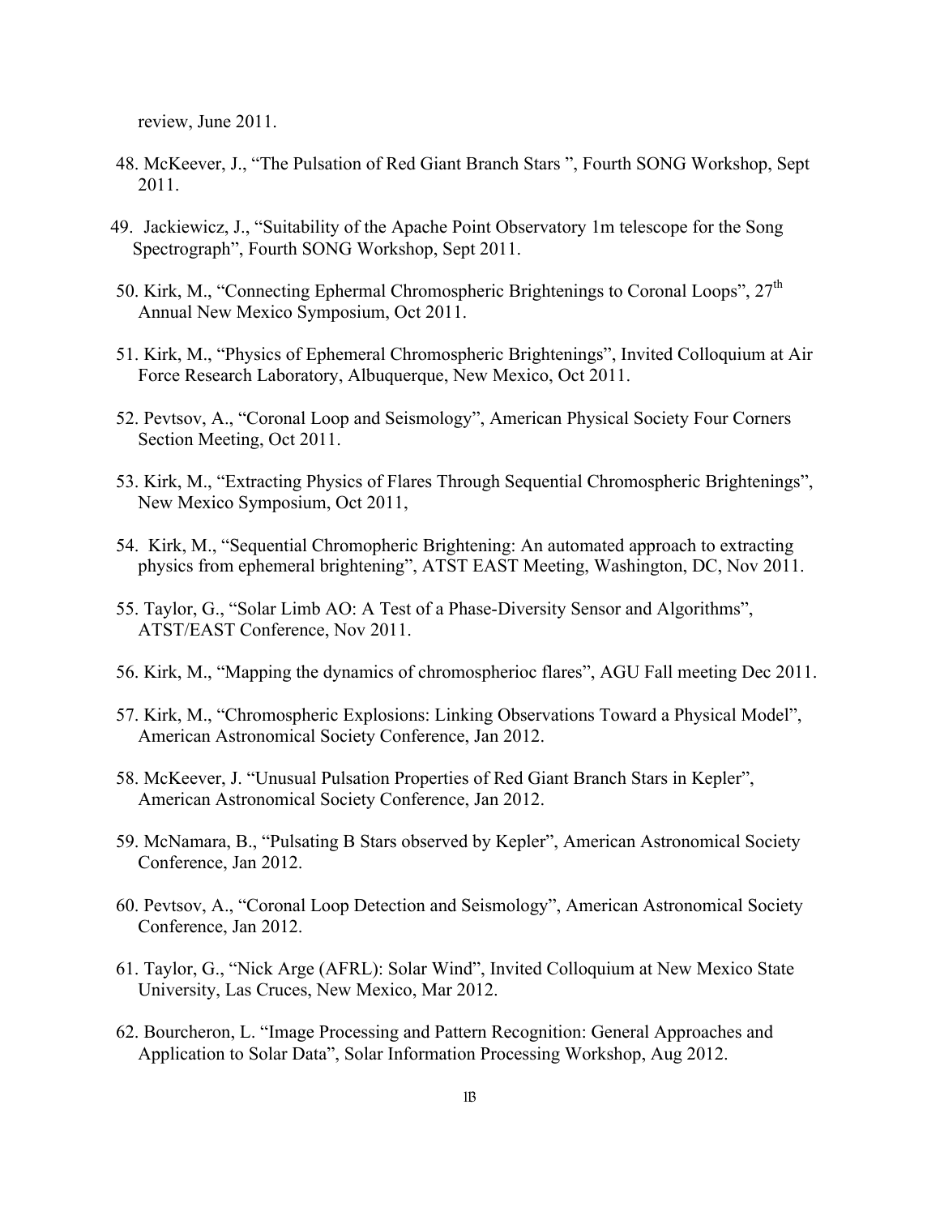review, June 2011.

48. McKeever, J., “The Pulsation of Red Giant Branch Stars ”, Fourth SONG Workshop, Sept 2011.

49. Jackiewicz, J., “Suitability of the Apache Point Observatory 1m telescope for the Song Spectrograph”, Fourth SONG Workshop, Sept 2011.

50. Kirk, M., “Connecting Ephermal Chromospheric Brightenings to Coronal Loops”, 27th Annual New Mexico Symposium, Oct 2011.

51. Kirk, M., “Physics of Ephemeral Chromospheric Brightenings”, Invited Colloquium at Air Force Research Laboratory, Albuquerque, New Mexico, Oct 2011.

52. Pevtsov, A., “Coronal Loop and Seismology”, American Physical Society Four Corners Section Meeting, Oct 2011.

53. Kirk, M., “Extracting Physics of Flares Through Sequential Chromospheric Brightenings”, New Mexico Symposium, Oct 2011,

54. Kirk, M., “Sequential Chromopheric Brightening: An automated approach to extracting physics from ephemeral brightening”, ATST EAST Meeting, Washington, DC, Nov 2011.

55. Taylor, G., “Solar Limb AO: A Test of a Phase-Diversity Sensor and Algorithms”, ATST/EAST Conference, Nov 2011.

56. Kirk, M., “Mapping the dynamics of chromospherioc flares”, AGU Fall meeting Dec 2011.

57. Kirk, M., “Chromospheric Explosions: Linking Observations Toward a Physical Model”, American Astronomical Society Conference, Jan 2012.

58. McKeever, J. “Unusual Pulsation Properties of Red Giant Branch Stars in Kepler”, American Astronomical Society Conference, Jan 2012.

59. McNamara, B., “Pulsating B Stars observed by Kepler”, American Astronomical Society Conference, Jan 2012.

60. Pevtsov, A., “Coronal Loop Detection and Seismology”, American Astronomical Society Conference, Jan 2012.

61. Taylor, G., “Nick Arge (AFRL): Solar Wind”, Invited Colloquium at New Mexico State University, Las Cruces, New Mexico, Mar 2012.

62. Bourcheron, L. “Image Processing and Pattern Recognition: General Approaches and Application to Solar Data”, Solar Information Processing Workshop, Aug 2012.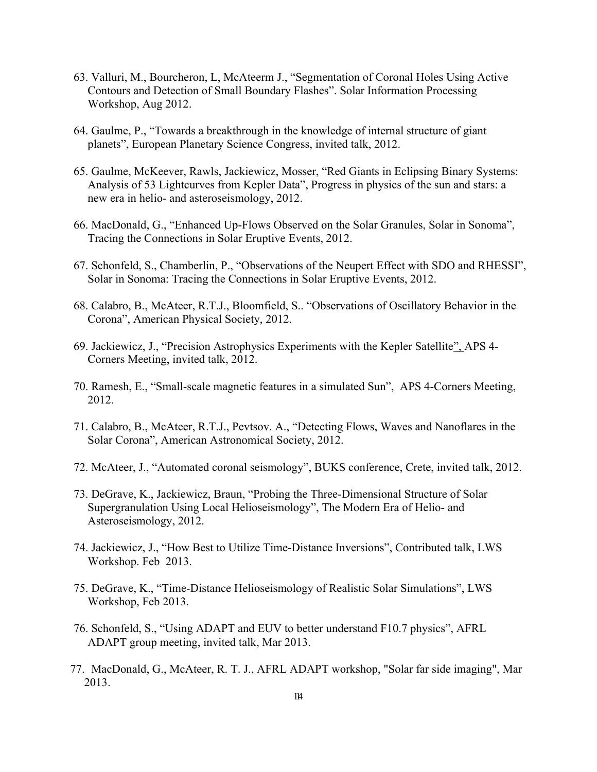63. Valluri, M., Bourcheron, L, McAteerm J., “Segmentation of Coronal Holes Using Active Contours and Detection of Small Boundary Flashes”. Solar Information Processing Workshop, Aug 2012.

64. Gaulme, P., “Towards a breakthrough in the knowledge of internal structure of giant planets”, European Planetary Science Congress, invited talk, 2012.

65. Gaulme, McKeever, Rawls, Jackiewicz, Mosser, “Red Giants in Eclipsing Binary Systems: Analysis of 53 Lightcurves from Kepler Data”, Progress in physics of the sun and stars: a new era in helio- and asteroseismology, 2012.

66. MacDonald, G., “Enhanced Up-Flows Observed on the Solar Granules, Solar in Sonoma”, Tracing the Connections in Solar Eruptive Events, 2012.

67. Schonfeld, S., Chamberlin, P., “Observations of the Neupert Effect with SDO and RHESSI”, Solar in Sonoma: Tracing the Connections in Solar Eruptive Events, 2012.

68. Calabro, B., McAteer, R.T.J., Bloomfield, S.. “Observations of Oscillatory Behavior in the Corona”, American Physical Society, 2012.

69. Jackiewicz, J., “Precision Astrophysics Experiments with the Kepler Satellite”, APS 4-Corners Meeting, invited talk, 2012.

70. Ramesh, E., “Small-scale magnetic features in a simulated Sun”, APS 4-Corners Meeting, 2012.

71. Calabro, B., McAteer, R.T.J., Pevtsov. A., “Detecting Flows, Waves and Nanoflares in the Solar Corona”, American Astronomical Society, 2012.

72. McAteer, J., “Automated coronal seismology”, BUKS conference, Crete, invited talk, 2012.

73. DeGrave, K., Jackiewicz, Braun, “Probing the Three-Dimensional Structure of Solar Supergranulation Using Local Helioseismology”, The Modern Era of Helio- and Asteroseismology, 2012.

74. Jackiewicz, J., “How Best to Utilize Time-Distance Inversions”, Contributed talk, LWS Workshop. Feb 2013.

75. DeGrave, K., “Time-Distance Helioseismology of Realistic Solar Simulations”, LWS Workshop, Feb 2013.

76. Schonfeld, S., “Using ADAPT and EUV to better understand F10.7 physics”, AFRL ADAPT group meeting, invited talk, Mar 2013.

77. MacDonald, G., McAteer, R. T. J., AFRL ADAPT workshop, "Solar far side imaging", Mar 2013.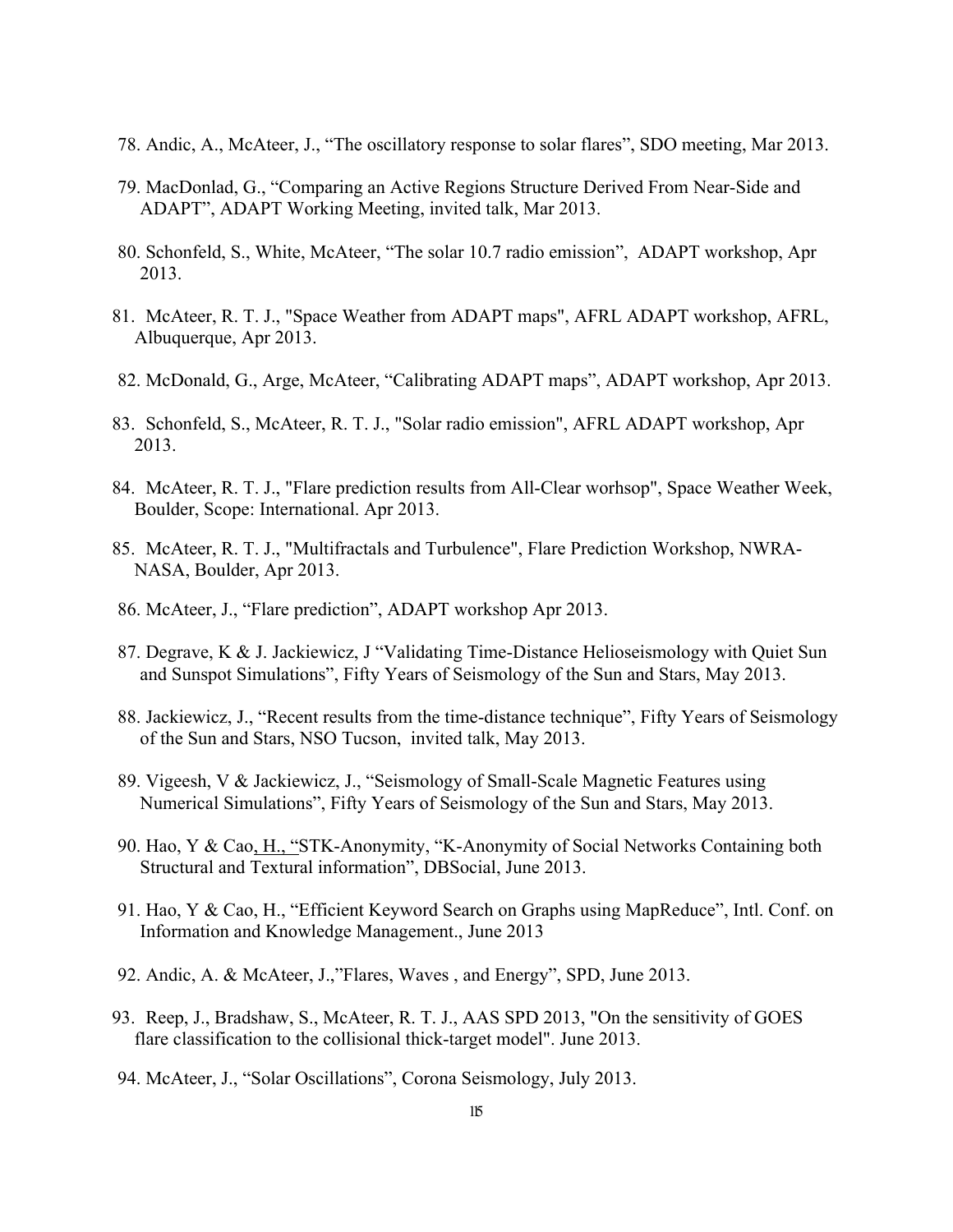78. Andic, A., McAteer, J., “The oscillatory response to solar flares”, SDO meeting, Mar 2013.

79. MacDonlad, G., “Comparing an Active Regions Structure Derived From Near-Side and ADAPT”, ADAPT Working Meeting, invited talk, Mar 2013.

80. Schonfeld, S., White, McAteer, “The solar 10.7 radio emission”, ADAPT workshop, Apr 2013.

81. McAteer, R. T. J., "Space Weather from ADAPT maps", AFRL ADAPT workshop, AFRL, Albuquerque, Apr 2013.

82. McDonald, G., Arge, McAteer, “Calibrating ADAPT maps”, ADAPT workshop, Apr 2013.

83. Schonfeld, S., McAteer, R. T. J., "Solar radio emission", AFRL ADAPT workshop, Apr 2013.

84. McAteer, R. T. J., "Flare prediction results from All-Clear worhsop", Space Weather Week, Boulder, Scope: International. Apr 2013.

85. McAteer, R. T. J., "Multifractals and Turbulence", Flare Prediction Workshop, NWRA-NASA, Boulder, Apr 2013.

86. McAteer, J., “Flare prediction”, ADAPT workshop Apr 2013.

87. Degrave, K & J. Jackiewicz, J “Validating Time-Distance Helioseismology with Quiet Sun and Sunspot Simulations”, Fifty Years of Seismology of the Sun and Stars, May 2013.

88. Jackiewicz, J., “Recent results from the time-distance technique”, Fifty Years of Seismology of the Sun and Stars, NSO Tucson, invited talk, May 2013.

89. Vigeesh, V & Jackiewicz, J., “Seismology of Small-Scale Magnetic Features using Numerical Simulations”, Fifty Years of Seismology of the Sun and Stars, May 2013.

90. Hao, Y & Cao, H., “STK-Anonymity, “K-Anonymity of Social Networks Containing both Structural and Textural information”, DBSocial, June 2013.

91. Hao, Y & Cao, H., “Efficient Keyword Search on Graphs using MapReduce”, Intl. Conf. on Information and Knowledge Management., June 2013

92. Andic, A. & McAteer, J.,”Flares, Waves , and Energy”, SPD, June 2013.

93. Reep, J., Bradshaw, S., McAteer, R. T. J., AAS SPD 2013, "On the sensitivity of GOES flare classification to the collisional thick-target model". June 2013.

94. McAteer, J., “Solar Oscillations”, Corona Seismology, July 2013.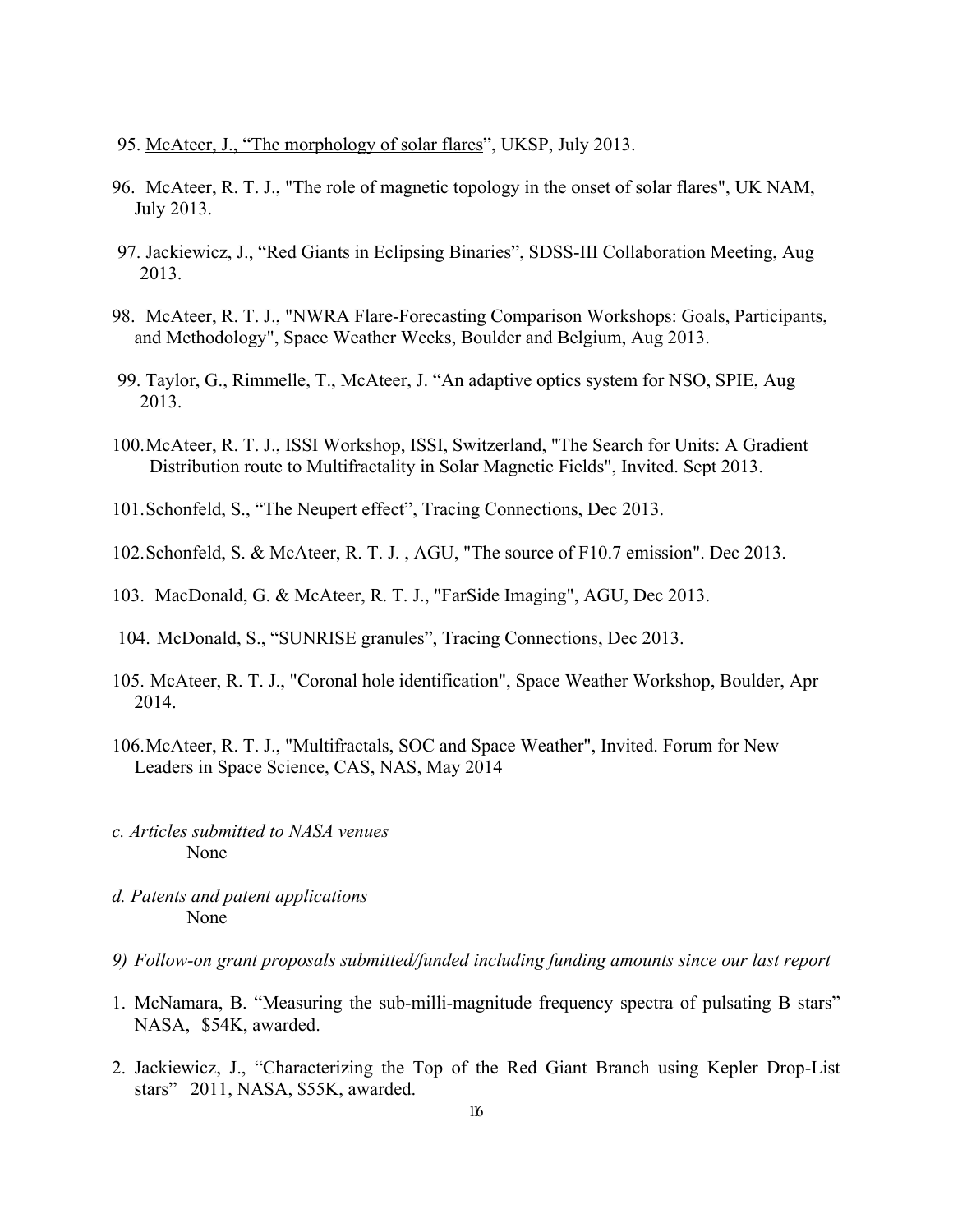95. McAteer, J., "The morphology of solar flares", UKSP, July 2013.

96. McAteer, R. T. J., "The role of magnetic topology in the onset of solar flares", UK NAM, July 2013.

97. Jackiewicz, J., "Red Giants in Eclipsing Binaries", SDSS-III Collaboration Meeting, Aug 2013.

98. McAteer, R. T. J., "NWRA Flare-Forecasting Comparison Workshops: Goals, Participants, and Methodology", Space Weather Weeks, Boulder and Belgium, Aug 2013.

99. Taylor, G., Rimmelle, T., McAteer, J. "An adaptive optics system for NSO, SPIE, Aug 2013.

100. McAteer, R. T. J., ISSI Workshop, ISSI, Switzerland, "The Search for Units: A Gradient Distribution route to Multifractality in Solar Magnetic Fields", Invited. Sept 2013.

101. Schonfeld, S., "The Neupert effect", Tracing Connections, Dec 2013.

102. Schonfeld, S. & McAteer, R. T. J. , AGU, "The source of F10.7 emission". Dec 2013.

103. MacDonald, G. & McAteer, R. T. J., "FarSide Imaging", AGU, Dec 2013.

104. McDonald, S., "SUNRISE granules", Tracing Connections, Dec 2013.

105. McAteer, R. T. J., "Coronal hole identification", Space Weather Workshop, Boulder, Apr 2014.

106. McAteer, R. T. J., "Multifractals, SOC and Space Weather", Invited. Forum for New Leaders in Space Science, CAS, NAS, May 2014

*c. Articles submitted to NASA venues*

None

*d. Patents and patent applications*

None

*9) Follow-on grant proposals submitted/funded including funding amounts since our last report*

1. McNamara, B. "Measuring the sub-milli-magnitude frequency spectra of pulsating B stars" NASA, $54K, awarded.
2. Jackiewicz, J., "Characterizing the Top of the Red Giant Branch using Kepler Drop-List stars" 2011, NASA, $55K, awarded.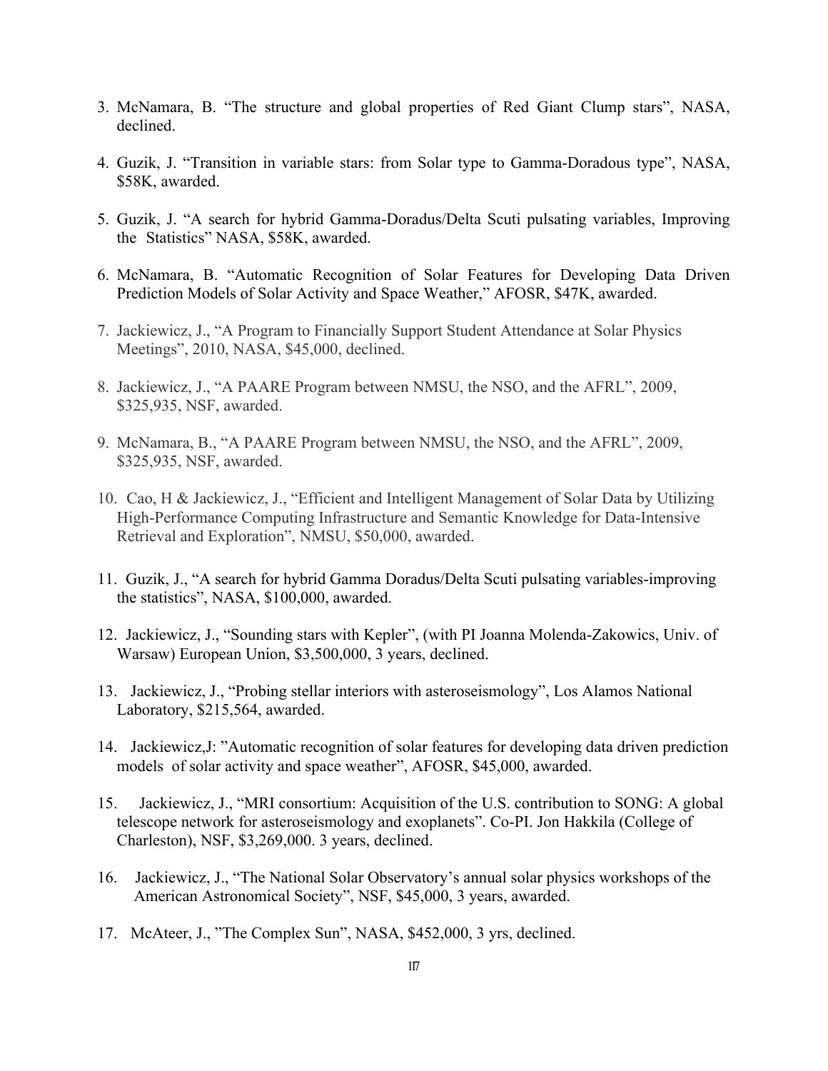3. McNamara, B. "The structure and global properties of Red Giant Clump stars", NASA, declined.

4. Guzik, J. "Transition in variable stars: from Solar type to Gamma-Doradous type", NASA, $58K, awarded.

5. Guzik, J. "A search for hybrid Gamma-Doradus/Delta Scuti pulsating variables, Improving the Statistics" NASA, $58K, awarded.

6. McNamara, B. "Automatic Recognition of Solar Features for Developing Data Driven Prediction Models of Solar Activity and Space Weather," AFOSR, $47K, awarded.

7. Jackiewicz, J., "A Program to Financially Support Student Attendance at Solar Physics Meetings", 2010, NASA, $45,000, declined.

8. Jackiewicz, J., "A PAARE Program between NMSU, the NSO, and the AFRL", 2009, $325,935, NSF, awarded.

9. McNamara, B., "A PAARE Program between NMSU, the NSO, and the AFRL", 2009, $325,935, NSF, awarded.

10. Cao, H & Jackiewicz, J., "Efficient and Intelligent Management of Solar Data by Utilizing High-Performance Computing Infrastructure and Semantic Knowledge for Data-Intensive Retrieval and Exploration", NMSU, $50,000, awarded.

11. Guzik, J., "A search for hybrid Gamma Doradus/Delta Scuti pulsating variables-improving the statistics", NASA, $100,000, awarded.

12. Jackiewicz, J., "Sounding stars with Kepler", (with PI Joanna Molenda-Zakowics, Univ. of Warsaw) European Union, $3,500,000, 3 years, declined.

13. Jackiewicz, J., "Probing stellar interiors with asteroseismology", Los Alamos National Laboratory, $215,564, awarded.

14. Jackiewicz,J: "Automatic recognition of solar features for developing data driven prediction models of solar activity and space weather", AFOSR, $45,000, awarded.

15. Jackiewicz, J., "MRI consortium: Acquisition of the U.S. contribution to SONG: A global telescope network for asteroseismology and exoplanets". Co-PI. Jon Hakkila (College of Charleston), NSF, $3,269,000. 3 years, declined.

16. Jackiewicz, J., "The National Solar Observatory's annual solar physics workshops of the American Astronomical Society", NSF, $45,000, 3 years, awarded.

17. McAteer, J., "The Complex Sun", NASA, $452,000, 3 yrs, declined.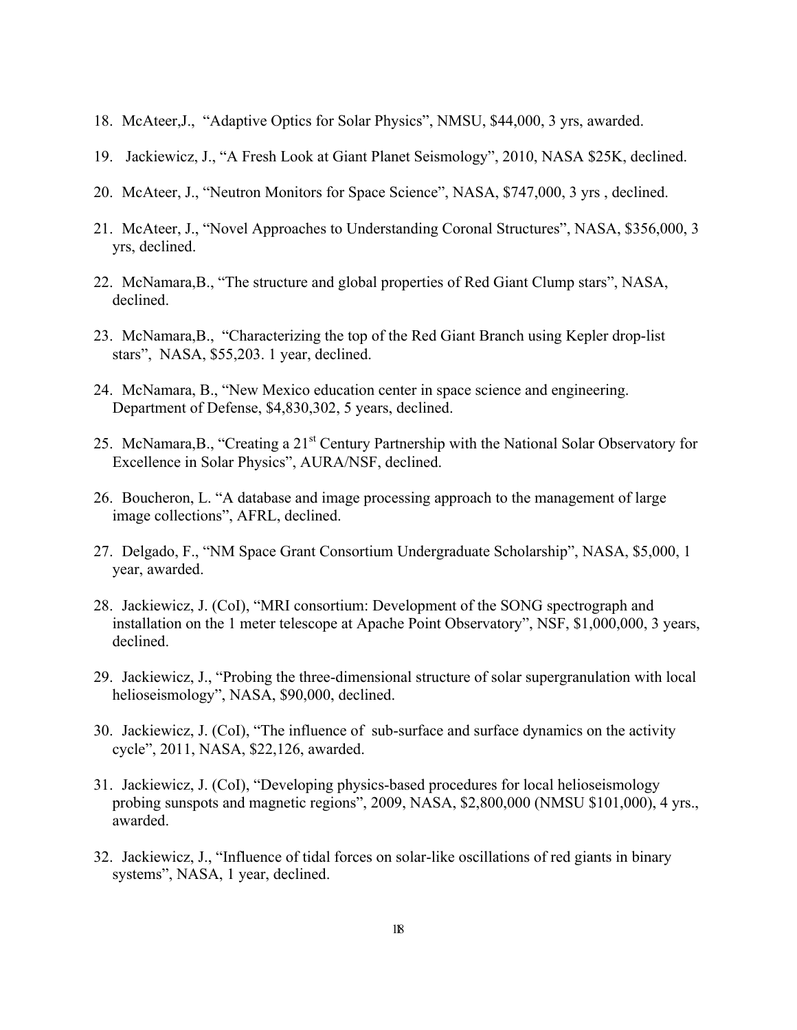18. McAteer,J., "Adaptive Optics for Solar Physics", NMSU, $44,000, 3 yrs, awarded.

19. Jackiewicz, J., "A Fresh Look at Giant Planet Seismology", 2010, NASA $25K, declined.

20. McAteer, J., "Neutron Monitors for Space Science", NASA, $747,000, 3 yrs , declined.

21. McAteer, J., "Novel Approaches to Understanding Coronal Structures", NASA, $356,000, 3 yrs, declined.

22. McNamara,B., "The structure and global properties of Red Giant Clump stars", NASA, declined.

23. McNamara,B., "Characterizing the top of the Red Giant Branch using Kepler drop-list stars", NASA, $55,203. 1 year, declined.

24. McNamara, B., "New Mexico education center in space science and engineering. Department of Defense, $4,830,302, 5 years, declined.

25. McNamara,B., "Creating a 21st Century Partnership with the National Solar Observatory for Excellence in Solar Physics", AURA/NSF, declined.

26. Boucheron, L. "A database and image processing approach to the management of large image collections", AFRL, declined.

27. Delgado, F., "NM Space Grant Consortium Undergraduate Scholarship", NASA, $5,000, 1 year, awarded.

28. Jackiewicz, J. (CoI), "MRI consortium: Development of the SONG spectrograph and installation on the 1 meter telescope at Apache Point Observatory", NSF, $1,000,000, 3 years, declined.

29. Jackiewicz, J., "Probing the three-dimensional structure of solar supergranulation with local helioseismology", NASA, $90,000, declined.

30. Jackiewicz, J. (CoI), "The influence of sub-surface and surface dynamics on the activity cycle", 2011, NASA, $22,126, awarded.

31. Jackiewicz, J. (CoI), "Developing physics-based procedures for local helioseismology probing sunspots and magnetic regions", 2009, NASA, $2,800,000 (NMSU $101,000), 4 yrs., awarded.

32. Jackiewicz, J., "Influence of tidal forces on solar-like oscillations of red giants in binary systems", NASA, 1 year, declined.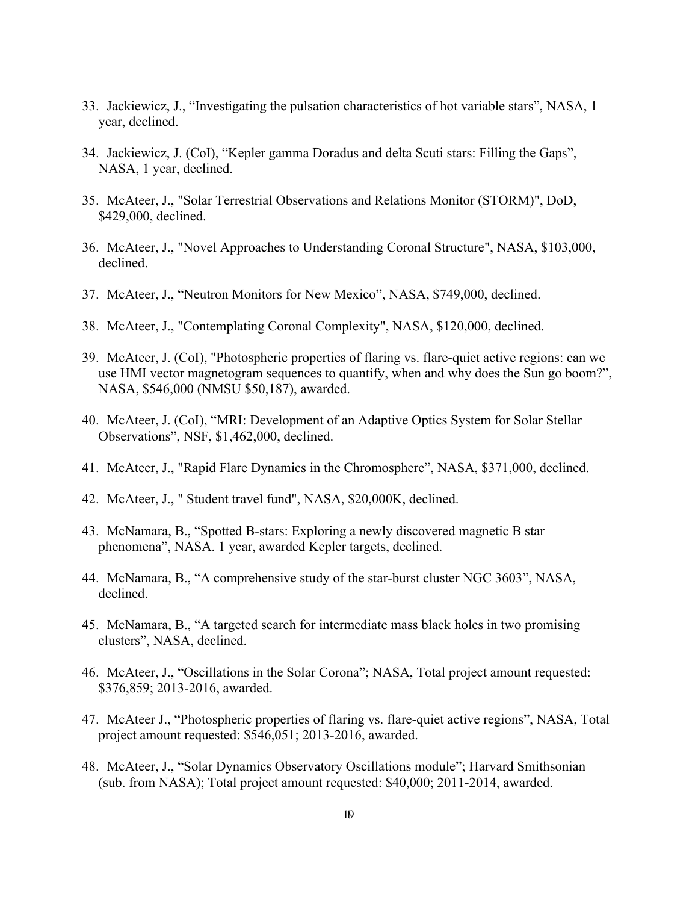33. Jackiewicz, J., "Investigating the pulsation characteristics of hot variable stars", NASA, 1 year, declined.

34. Jackiewicz, J. (CoI), "Kepler gamma Doradus and delta Scuti stars: Filling the Gaps", NASA, 1 year, declined.

35. McAteer, J., "Solar Terrestrial Observations and Relations Monitor (STORM)", DoD, $429,000, declined.

36. McAteer, J., "Novel Approaches to Understanding Coronal Structure", NASA, $103,000, declined.

37. McAteer, J., "Neutron Monitors for New Mexico", NASA, $749,000, declined.

38. McAteer, J., "Contemplating Coronal Complexity", NASA, $120,000, declined.

39. McAteer, J. (CoI), "Photospheric properties of flaring vs. flare-quiet active regions: can we use HMI vector magnetogram sequences to quantify, when and why does the Sun go boom?", NASA, $546,000 (NMSU $50,187), awarded.

40. McAteer, J. (CoI), "MRI: Development of an Adaptive Optics System for Solar Stellar Observations", NSF, $1,462,000, declined.

41. McAteer, J., "Rapid Flare Dynamics in the Chromosphere", NASA, $371,000, declined.

42. McAteer, J., " Student travel fund", NASA, $20,000K, declined.

43. McNamara, B., "Spotted B-stars: Exploring a newly discovered magnetic B star phenomena", NASA. 1 year, awarded Kepler targets, declined.

44. McNamara, B., "A comprehensive study of the star-burst cluster NGC 3603", NASA, declined.

45. McNamara, B., "A targeted search for intermediate mass black holes in two promising clusters", NASA, declined.

46. McAteer, J., "Oscillations in the Solar Corona"; NASA, Total project amount requested: $376,859; 2013-2016, awarded.

47. McAteer J., "Photospheric properties of flaring vs. flare-quiet active regions", NASA, Total project amount requested: $546,051; 2013-2016, awarded.

48. McAteer, J., "Solar Dynamics Observatory Oscillations module"; Harvard Smithsonian (sub. from NASA); Total project amount requested: $40,000; 2011-2014, awarded.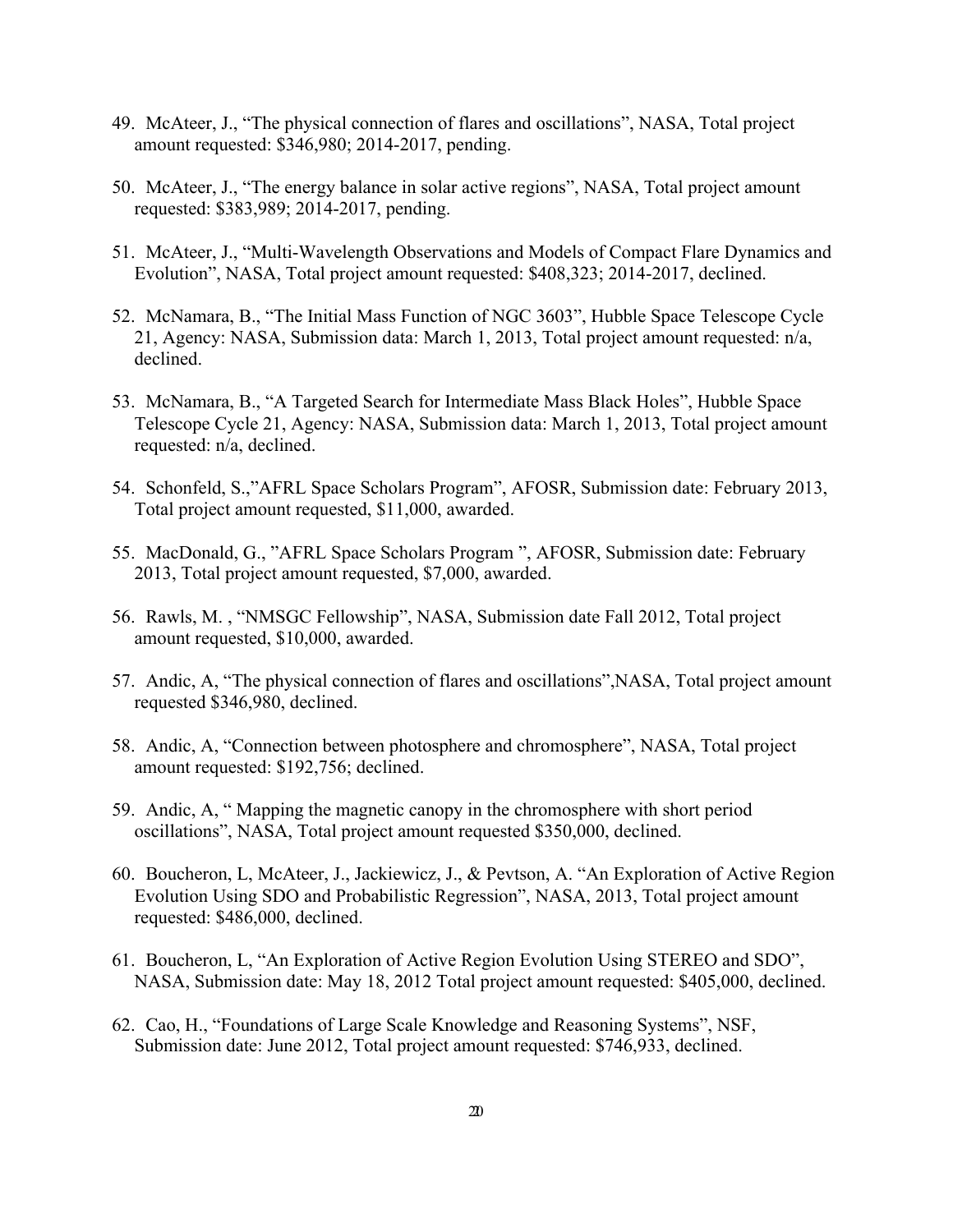49. McAteer, J., "The physical connection of flares and oscillations", NASA, Total project amount requested: $346,980; 2014-2017, pending.

50. McAteer, J., "The energy balance in solar active regions", NASA, Total project amount requested: $383,989; 2014-2017, pending.

51. McAteer, J., "Multi-Wavelength Observations and Models of Compact Flare Dynamics and Evolution", NASA, Total project amount requested: $408,323; 2014-2017, declined.

52. McNamara, B., "The Initial Mass Function of NGC 3603", Hubble Space Telescope Cycle 21, Agency: NASA, Submission data: March 1, 2013, Total project amount requested: n/a, declined.

53. McNamara, B., "A Targeted Search for Intermediate Mass Black Holes", Hubble Space Telescope Cycle 21, Agency: NASA, Submission data: March 1, 2013, Total project amount requested: n/a, declined.

54. Schonfeld, S.,"AFRL Space Scholars Program", AFOSR, Submission date: February 2013, Total project amount requested, $11,000, awarded.

55. MacDonald, G., "AFRL Space Scholars Program ", AFOSR, Submission date: February 2013, Total project amount requested, $7,000, awarded.

56. Rawls, M. , "NMSGC Fellowship", NASA, Submission date Fall 2012, Total project amount requested, $10,000, awarded.

57. Andic, A, "The physical connection of flares and oscillations",NASA, Total project amount requested $346,980, declined.

58. Andic, A, "Connection between photosphere and chromosphere", NASA, Total project amount requested: $192,756; declined.

59. Andic, A, " Mapping the magnetic canopy in the chromosphere with short period oscillations", NASA, Total project amount requested $350,000, declined.

60. Boucheron, L, McAteer, J., Jackiewicz, J., & Pevtson, A. "An Exploration of Active Region Evolution Using SDO and Probabilistic Regression", NASA, 2013, Total project amount requested: $486,000, declined.

61. Boucheron, L, "An Exploration of Active Region Evolution Using STEREO and SDO", NASA, Submission date: May 18, 2012 Total project amount requested: $405,000, declined.

62. Cao, H., "Foundations of Large Scale Knowledge and Reasoning Systems", NSF, Submission date: June 2012, Total project amount requested: $746,933, declined.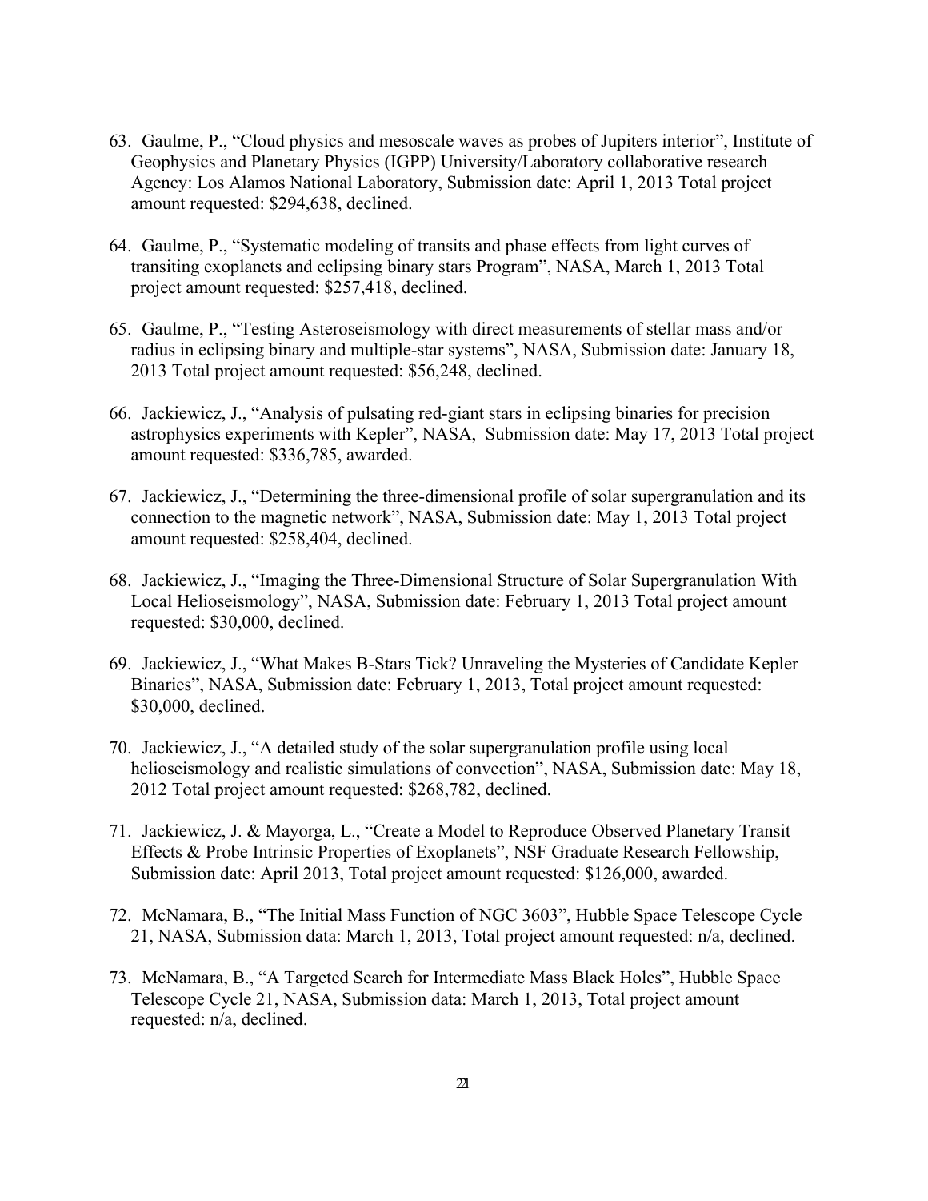63. Gaulme, P., "Cloud physics and mesoscale waves as probes of Jupiters interior", Institute of Geophysics and Planetary Physics (IGPP) University/Laboratory collaborative research Agency: Los Alamos National Laboratory, Submission date: April 1, 2013 Total project amount requested: $294,638, declined.

64. Gaulme, P., "Systematic modeling of transits and phase effects from light curves of transiting exoplanets and eclipsing binary stars Program", NASA, March 1, 2013 Total project amount requested: $257,418, declined.

65. Gaulme, P., "Testing Asteroseismology with direct measurements of stellar mass and/or radius in eclipsing binary and multiple-star systems", NASA, Submission date: January 18, 2013 Total project amount requested: $56,248, declined.

66. Jackiewicz, J., "Analysis of pulsating red-giant stars in eclipsing binaries for precision astrophysics experiments with Kepler", NASA, Submission date: May 17, 2013 Total project amount requested: $336,785, awarded.

67. Jackiewicz, J., "Determining the three-dimensional profile of solar supergranulation and its connection to the magnetic network", NASA, Submission date: May 1, 2013 Total project amount requested: $258,404, declined.

68. Jackiewicz, J., "Imaging the Three-Dimensional Structure of Solar Supergranulation With Local Helioseismology", NASA, Submission date: February 1, 2013 Total project amount requested: $30,000, declined.

69. Jackiewicz, J., "What Makes B-Stars Tick? Unraveling the Mysteries of Candidate Kepler Binaries", NASA, Submission date: February 1, 2013, Total project amount requested: $30,000, declined.

70. Jackiewicz, J., "A detailed study of the solar supergranulation profile using local helioseismology and realistic simulations of convection", NASA, Submission date: May 18, 2012 Total project amount requested: $268,782, declined.

71. Jackiewicz, J. & Mayorga, L., "Create a Model to Reproduce Observed Planetary Transit Effects & Probe Intrinsic Properties of Exoplanets", NSF Graduate Research Fellowship, Submission date: April 2013, Total project amount requested: $126,000, awarded.

72. McNamara, B., "The Initial Mass Function of NGC 3603", Hubble Space Telescope Cycle 21, NASA, Submission data: March 1, 2013, Total project amount requested: n/a, declined.

73. McNamara, B., "A Targeted Search for Intermediate Mass Black Holes", Hubble Space Telescope Cycle 21, NASA, Submission data: March 1, 2013, Total project amount requested: n/a, declined.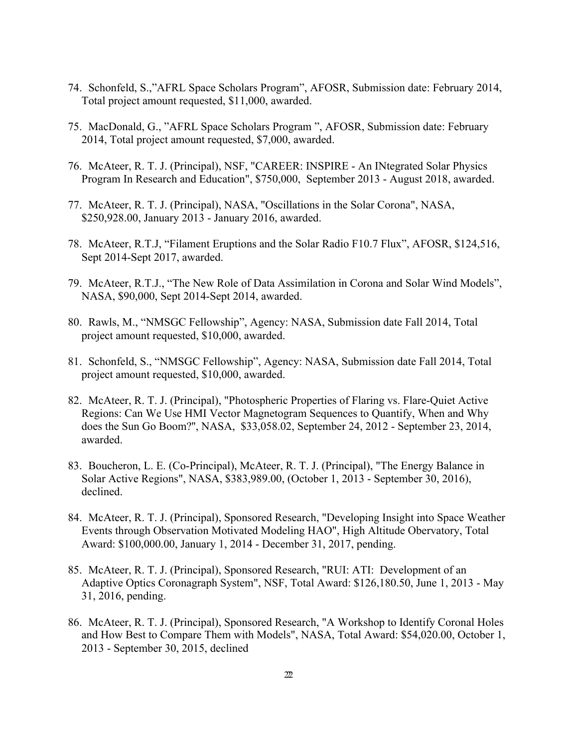74. Schonfeld, S.,"AFRL Space Scholars Program", AFOSR, Submission date: February 2014, Total project amount requested, $11,000, awarded.

75. MacDonald, G., "AFRL Space Scholars Program ", AFOSR, Submission date: February 2014, Total project amount requested, $7,000, awarded.

76. McAteer, R. T. J. (Principal), NSF, "CAREER: INSPIRE - An INtegrated Solar Physics Program In Research and Education", $750,000, September 2013 - August 2018, awarded.

77. McAteer, R. T. J. (Principal), NASA, "Oscillations in the Solar Corona", NASA, $250,928.00, January 2013 - January 2016, awarded.

78. McAteer, R.T.J, "Filament Eruptions and the Solar Radio F10.7 Flux", AFOSR, $124,516, Sept 2014-Sept 2017, awarded.

79. McAteer, R.T.J., "The New Role of Data Assimilation in Corona and Solar Wind Models", NASA, $90,000, Sept 2014-Sept 2014, awarded.

80. Rawls, M., "NMSGC Fellowship", Agency: NASA, Submission date Fall 2014, Total project amount requested, $10,000, awarded.

81. Schonfeld, S., "NMSGC Fellowship", Agency: NASA, Submission date Fall 2014, Total project amount requested, $10,000, awarded.

82. McAteer, R. T. J. (Principal), "Photospheric Properties of Flaring vs. Flare-Quiet Active Regions: Can We Use HMI Vector Magnetogram Sequences to Quantify, When and Why does the Sun Go Boom?", NASA, $33,058.02, September 24, 2012 - September 23, 2014, awarded.

83. Boucheron, L. E. (Co-Principal), McAteer, R. T. J. (Principal), "The Energy Balance in Solar Active Regions", NASA, $383,989.00, (October 1, 2013 - September 30, 2016), declined.

84. McAteer, R. T. J. (Principal), Sponsored Research, "Developing Insight into Space Weather Events through Observation Motivated Modeling HAO", High Altitude Obervatory, Total Award: $100,000.00, January 1, 2014 - December 31, 2017, pending.

85. McAteer, R. T. J. (Principal), Sponsored Research, "RUI: ATI: Development of an Adaptive Optics Coronagraph System", NSF, Total Award: $126,180.50, June 1, 2013 - May 31, 2016, pending.

86. McAteer, R. T. J. (Principal), Sponsored Research, "A Workshop to Identify Coronal Holes and How Best to Compare Them with Models", NASA, Total Award: $54,020.00, October 1, 2013 - September 30, 2015, declined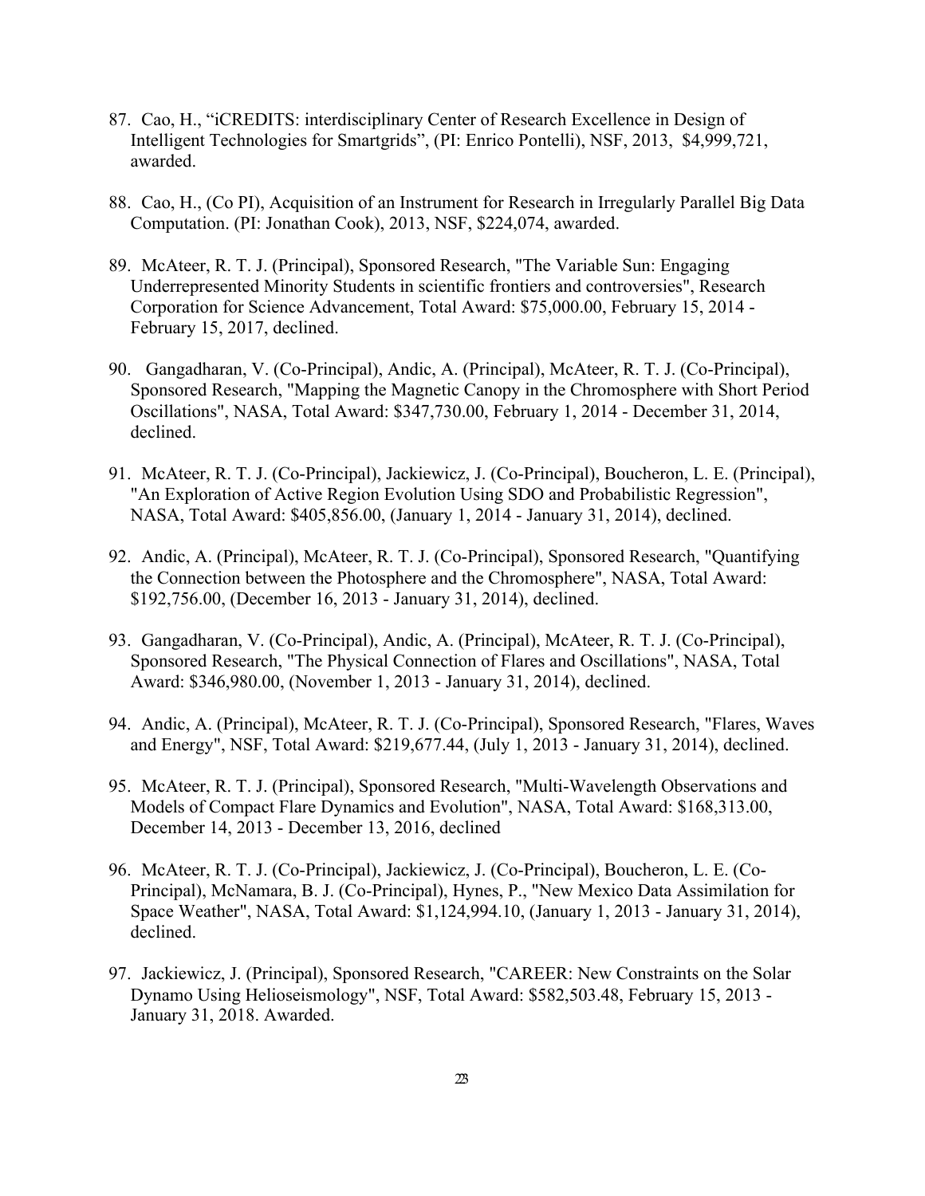87. Cao, H., “iCREDITS: interdisciplinary Center of Research Excellence in Design of Intelligent Technologies for Smartgrids”, (PI: Enrico Pontelli), NSF, 2013, $4,999,721, awarded.

88. Cao, H., (Co PI), Acquisition of an Instrument for Research in Irregularly Parallel Big Data Computation. (PI: Jonathan Cook), 2013, NSF, $224,074, awarded.

89. McAteer, R. T. J. (Principal), Sponsored Research, "The Variable Sun: Engaging Underrepresented Minority Students in scientific frontiers and controversies", Research Corporation for Science Advancement, Total Award: $75,000.00, February 15, 2014 - February 15, 2017, declined.

90. Gangadharan, V. (Co-Principal), Andic, A. (Principal), McAteer, R. T. J. (Co-Principal), Sponsored Research, "Mapping the Magnetic Canopy in the Chromosphere with Short Period Oscillations", NASA, Total Award: $347,730.00, February 1, 2014 - December 31, 2014, declined.

91. McAteer, R. T. J. (Co-Principal), Jackiewicz, J. (Co-Principal), Boucheron, L. E. (Principal), "An Exploration of Active Region Evolution Using SDO and Probabilistic Regression", NASA, Total Award: $405,856.00, (January 1, 2014 - January 31, 2014), declined.

92. Andic, A. (Principal), McAteer, R. T. J. (Co-Principal), Sponsored Research, "Quantifying the Connection between the Photosphere and the Chromosphere", NASA, Total Award: $192,756.00, (December 16, 2013 - January 31, 2014), declined.

93. Gangadharan, V. (Co-Principal), Andic, A. (Principal), McAteer, R. T. J. (Co-Principal), Sponsored Research, "The Physical Connection of Flares and Oscillations", NASA, Total Award: $346,980.00, (November 1, 2013 - January 31, 2014), declined.

94. Andic, A. (Principal), McAteer, R. T. J. (Co-Principal), Sponsored Research, "Flares, Waves and Energy", NSF, Total Award: $219,677.44, (July 1, 2013 - January 31, 2014), declined.

95. McAteer, R. T. J. (Principal), Sponsored Research, "Multi-Wavelength Observations and Models of Compact Flare Dynamics and Evolution", NASA, Total Award: $168,313.00, December 14, 2013 - December 13, 2016, declined

96. McAteer, R. T. J. (Co-Principal), Jackiewicz, J. (Co-Principal), Boucheron, L. E. (Co-Principal), McNamara, B. J. (Co-Principal), Hynes, P., "New Mexico Data Assimilation for Space Weather", NASA, Total Award: $1,124,994.10, (January 1, 2013 - January 31, 2014), declined.

97. Jackiewicz, J. (Principal), Sponsored Research, "CAREER: New Constraints on the Solar Dynamo Using Helioseismology", NSF, Total Award: $582,503.48, February 15, 2013 - January 31, 2018. Awarded.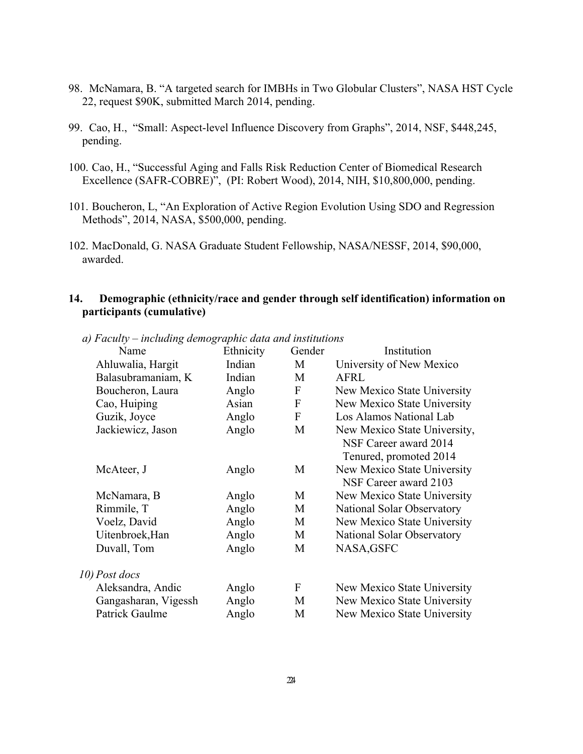98. McNamara, B. "A targeted search for IMBHs in Two Globular Clusters", NASA HST Cycle 22, request $90K, submitted March 2014, pending.

99. Cao, H., "Small: Aspect-level Influence Discovery from Graphs", 2014, NSF, $448,245, pending.

100. Cao, H., "Successful Aging and Falls Risk Reduction Center of Biomedical Research Excellence (SAFR-COBRE)", (PI: Robert Wood), 2014, NIH, $10,800,000, pending.

101. Boucheron, L, "An Exploration of Active Region Evolution Using SDO and Regression Methods", 2014, NASA, $500,000, pending.

102. MacDonald, G. NASA Graduate Student Fellowship, NASA/NESSF, 2014, $90,000, awarded.

## 14. Demographic (ethnicity/race and gender through self identification) information on participants (cumulative)

*a) Faculty – including demographic data and institutions*

| Name | Ethnicity | Gender | Institution |
|---|---|---|---|
| Ahluwalia, Hargit | Indian | M | University of New Mexico |
| Balasubramaniam, K | Indian | M | AFRL |
| Boucheron, Laura | Anglo | F | New Mexico State University |
| Cao, Huiping | Asian | F | New Mexico State University |
| Guzik, Joyce | Anglo | F | Los Alamos National Lab |
| Jackiewicz, Jason | Anglo | M | New Mexico State University, NSF Career award 2014 Tenured, promoted 2014 |
| McAteer, J | Anglo | M | New Mexico State University NSF Career award 2103 |
| McNamara, B | Anglo | M | New Mexico State University |
| Rimmile, T | Anglo | M | National Solar Observatory |
| Voelz, David | Anglo | M | New Mexico State University |
| Uitenbroek,Han | Anglo | M | National Solar Observatory |
| Duvall, Tom | Anglo | M | NASA,GSFC |

*10) Post docs*

| Name | Ethnicity | Gender | Institution |
|---|---|---|---|
| Aleksandra, Andic | Anglo | F | New Mexico State University |
| Gangasharan, Vigessh | Anglo | M | New Mexico State University |
| Patrick Gaulme | Anglo | M | New Mexico State University |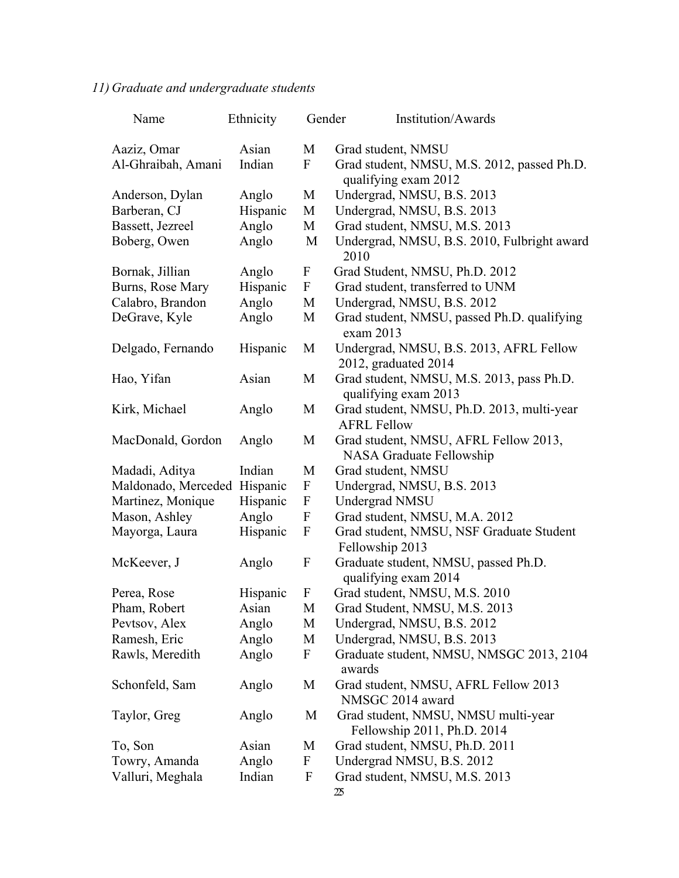*11) Graduate and undergraduate students*

| Name | Ethnicity | Gender | Institution/Awards |
|---|---|---|---|
| Aaziz, Omar | Asian | M | Grad student, NMSU |
| Al-Ghraibah, Amani | Indian | F | Grad student, NMSU, M.S. 2012, passed Ph.D. qualifying exam 2012 |
| Anderson, Dylan | Anglo | M | Undergrad, NMSU, B.S. 2013 |
| Barberan, CJ | Hispanic | M | Undergrad, NMSU, B.S. 2013 |
| Bassett, Jezreel | Anglo | M | Grad student, NMSU, M.S. 2013 |
| Boberg, Owen | Anglo | M | Undergrad, NMSU, B.S. 2010, Fulbright award 2010 |
| Bornak, Jillian | Anglo | F | Grad Student, NMSU, Ph.D. 2012 |
| Burns, Rose Mary | Hispanic | F | Grad student, transferred to UNM |
| Calabro, Brandon | Anglo | M | Undergrad, NMSU, B.S. 2012 |
| DeGrave, Kyle | Anglo | M | Grad student, NMSU, passed Ph.D. qualifying exam 2013 |
| Delgado, Fernando | Hispanic | M | Undergrad, NMSU, B.S. 2013, AFRL Fellow 2012, graduated 2014 |
| Hao, Yifan | Asian | M | Grad student, NMSU, M.S. 2013, pass Ph.D. qualifying exam 2013 |
| Kirk, Michael | Anglo | M | Grad student, NMSU, Ph.D. 2013, multi-year AFRL Fellow |
| MacDonald, Gordon | Anglo | M | Grad student, NMSU, AFRL Fellow 2013, NASA Graduate Fellowship |
| Madadi, Aditya | Indian | M | Grad student, NMSU |
| Maldonado, Merceded | Hispanic | F | Undergrad, NMSU, B.S. 2013 |
| Martinez, Monique | Hispanic | F | Undergrad NMSU |
| Mason, Ashley | Anglo | F | Grad student, NMSU, M.A. 2012 |
| Mayorga, Laura | Hispanic | F | Grad student, NMSU, NSF Graduate Student Fellowship 2013 |
| McKeever, J | Anglo | F | Graduate student, NMSU, passed Ph.D. qualifying exam 2014 |
| Perea, Rose | Hispanic | F | Grad student, NMSU, M.S. 2010 |
| Pham, Robert | Asian | M | Grad Student, NMSU, M.S. 2013 |
| Pevtsov, Alex | Anglo | M | Undergrad, NMSU, B.S. 2012 |
| Ramesh, Eric | Anglo | M | Undergrad, NMSU, B.S. 2013 |
| Rawls, Meredith | Anglo | F | Graduate student, NMSU, NMSGC 2013, 2104 awards |
| Schonfeld, Sam | Anglo | M | Grad student, NMSU, AFRL Fellow 2013 NMSGC 2014 award |
| Taylor, Greg | Anglo | M | Grad student, NMSU, NMSU multi-year Fellowship 2011, Ph.D. 2014 |
| To, Son | Asian | M | Grad student, NMSU, Ph.D. 2011 |
| Towry, Amanda | Anglo | F | Undergrad NMSU, B.S. 2012 |
| Valluri, Meghala | Indian | F | Grad student, NMSU, M.S. 2013 |